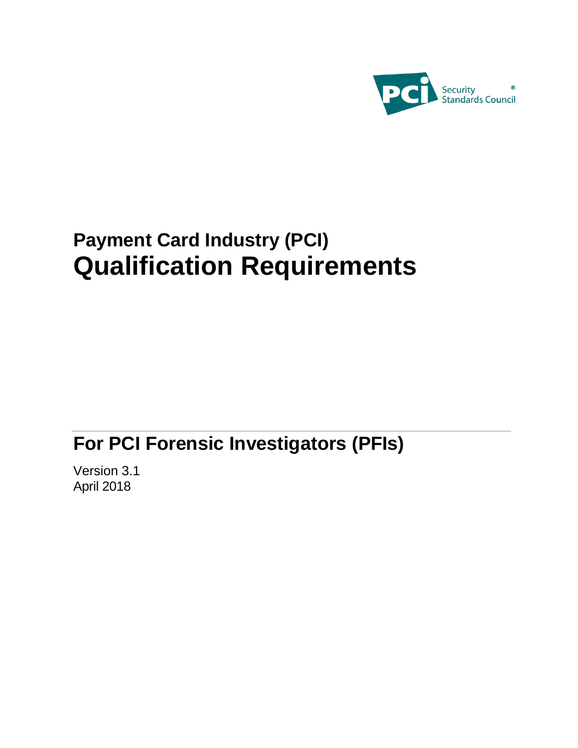PCI Security Standards Council®

# Payment Card Industry (PCI) Qualification Requirements

## For PCI Forensic Investigators (PFIs)

Version 3.1
April 2018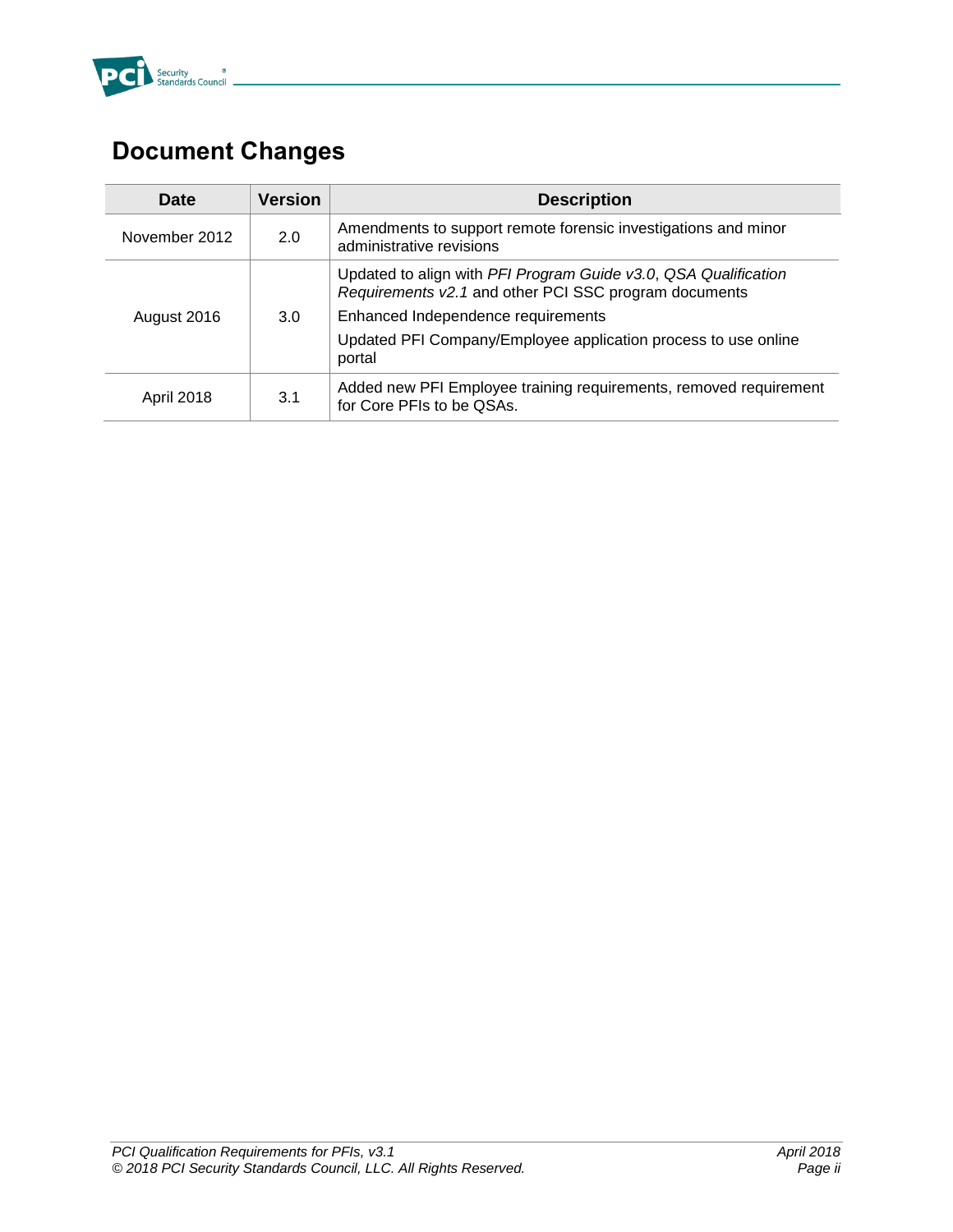# Document Changes

| Date | Version | Description |
|---|---|---|
| November 2012 | 2.0 | Amendments to support remote forensic investigations and minor administrative revisions |
| August 2016 | 3.0 | Updated to align with *PFI Program Guide v3.0*, *QSA Qualification Requirements v2.1* and other PCI SSC program documents<br>Enhanced Independence requirements<br>Updated PFI Company/Employee application process to use online portal |
| April 2018 | 3.1 | Added new PFI Employee training requirements, removed requirement for Core PFIs to be QSAs. |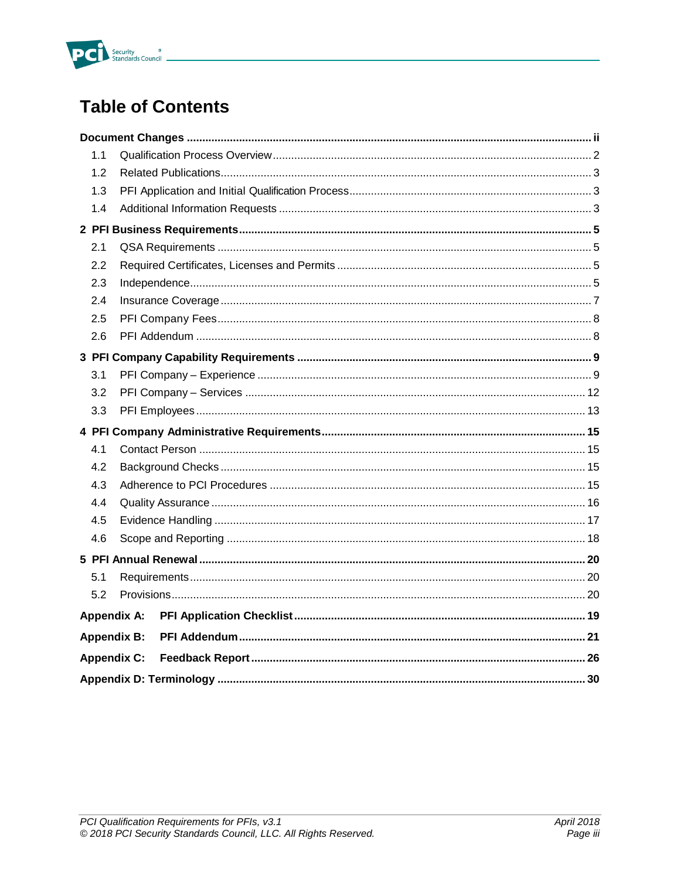# Table of Contents

**Document Changes** ..... **ii**

- 1.1 Qualification Process Overview ..... 2
- 1.2 Related Publications ..... 3
- 1.3 PFI Application and Initial Qualification Process ..... 3
- 1.4 Additional Information Requests ..... 3

**2 PFI Business Requirements** ..... **5**

- 2.1 QSA Requirements ..... 5
- 2.2 Required Certificates, Licenses and Permits ..... 5
- 2.3 Independence ..... 5
- 2.4 Insurance Coverage ..... 7
- 2.5 PFI Company Fees ..... 8
- 2.6 PFI Addendum ..... 8

**3 PFI Company Capability Requirements** ..... **9**

- 3.1 PFI Company – Experience ..... 9
- 3.2 PFI Company – Services ..... 12
- 3.3 PFI Employees ..... 13

**4 PFI Company Administrative Requirements** ..... **15**

- 4.1 Contact Person ..... 15
- 4.2 Background Checks ..... 15
- 4.3 Adherence to PCI Procedures ..... 15
- 4.4 Quality Assurance ..... 16
- 4.5 Evidence Handling ..... 17
- 4.6 Scope and Reporting ..... 18

**5 PFI Annual Renewal** ..... **20**

- 5.1 Requirements ..... 20
- 5.2 Provisions ..... 20

**Appendix A: PFI Application Checklist** ..... **19**

**Appendix B: PFI Addendum** ..... **21**

**Appendix C: Feedback Report** ..... **26**

**Appendix D: Terminology** ..... **30**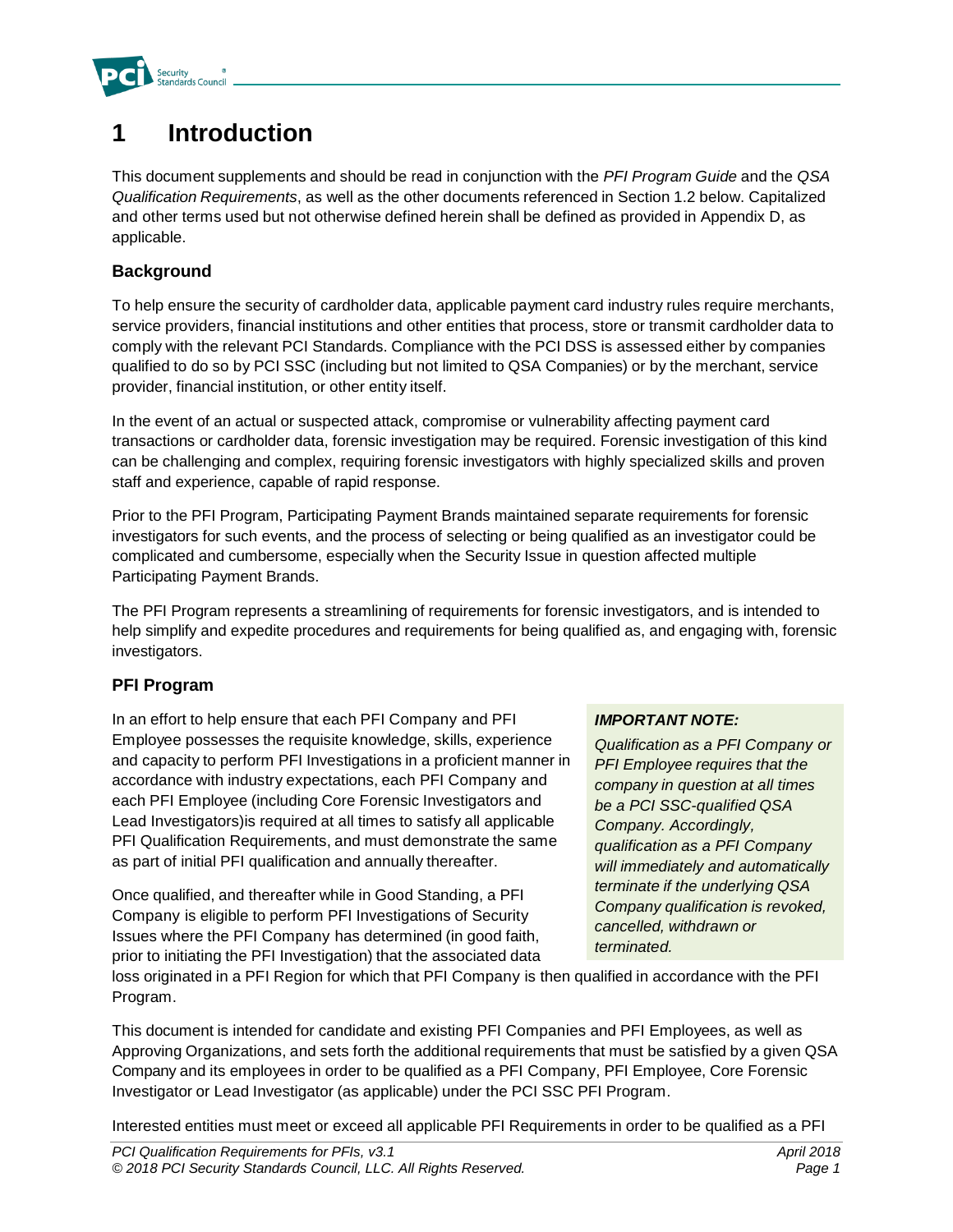# 1 Introduction

This document supplements and should be read in conjunction with the *PFI Program Guide* and the *QSA Qualification Requirements*, as well as the other documents referenced in Section 1.2 below. Capitalized and other terms used but not otherwise defined herein shall be defined as provided in Appendix D, as applicable.

### Background

To help ensure the security of cardholder data, applicable payment card industry rules require merchants, service providers, financial institutions and other entities that process, store or transmit cardholder data to comply with the relevant PCI Standards. Compliance with the PCI DSS is assessed either by companies qualified to do so by PCI SSC (including but not limited to QSA Companies) or by the merchant, service provider, financial institution, or other entity itself.

In the event of an actual or suspected attack, compromise or vulnerability affecting payment card transactions or cardholder data, forensic investigation may be required. Forensic investigation of this kind can be challenging and complex, requiring forensic investigators with highly specialized skills and proven staff and experience, capable of rapid response.

Prior to the PFI Program, Participating Payment Brands maintained separate requirements for forensic investigators for such events, and the process of selecting or being qualified as an investigator could be complicated and cumbersome, especially when the Security Issue in question affected multiple Participating Payment Brands.

The PFI Program represents a streamlining of requirements for forensic investigators, and is intended to help simplify and expedite procedures and requirements for being qualified as, and engaging with, forensic investigators.

### PFI Program

In an effort to help ensure that each PFI Company and PFI Employee possesses the requisite knowledge, skills, experience and capacity to perform PFI Investigations in a proficient manner in accordance with industry expectations, each PFI Company and each PFI Employee (including Core Forensic Investigators and Lead Investigators)is required at all times to satisfy all applicable PFI Qualification Requirements, and must demonstrate the same as part of initial PFI qualification and annually thereafter.

> ***IMPORTANT NOTE:***
>
> *Qualification as a PFI Company or PFI Employee requires that the company in question at all times be a PCI SSC-qualified QSA Company. Accordingly, qualification as a PFI Company will immediately and automatically terminate if the underlying QSA Company qualification is revoked, cancelled, withdrawn or terminated.*

Once qualified, and thereafter while in Good Standing, a PFI Company is eligible to perform PFI Investigations of Security Issues where the PFI Company has determined (in good faith, prior to initiating the PFI Investigation) that the associated data loss originated in a PFI Region for which that PFI Company is then qualified in accordance with the PFI Program.

This document is intended for candidate and existing PFI Companies and PFI Employees, as well as Approving Organizations, and sets forth the additional requirements that must be satisfied by a given QSA Company and its employees in order to be qualified as a PFI Company, PFI Employee, Core Forensic Investigator or Lead Investigator (as applicable) under the PCI SSC PFI Program.

Interested entities must meet or exceed all applicable PFI Requirements in order to be qualified as a PFI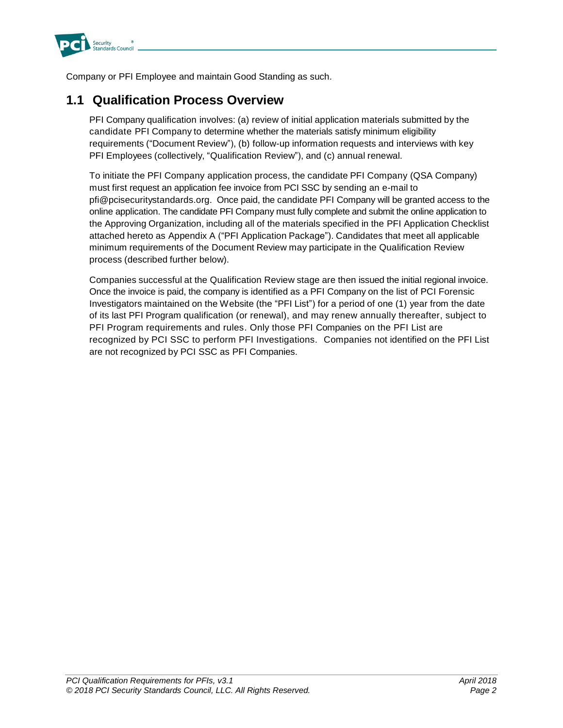Company or PFI Employee and maintain Good Standing as such.

## 1.1 Qualification Process Overview

PFI Company qualification involves: (a) review of initial application materials submitted by the candidate PFI Company to determine whether the materials satisfy minimum eligibility requirements ("Document Review"), (b) follow-up information requests and interviews with key PFI Employees (collectively, "Qualification Review"), and (c) annual renewal.

To initiate the PFI Company application process, the candidate PFI Company (QSA Company) must first request an application fee invoice from PCI SSC by sending an e-mail to pfi@pcisecuritystandards.org. Once paid, the candidate PFI Company will be granted access to the online application. The candidate PFI Company must fully complete and submit the online application to the Approving Organization, including all of the materials specified in the PFI Application Checklist attached hereto as Appendix A ("PFI Application Package"). Candidates that meet all applicable minimum requirements of the Document Review may participate in the Qualification Review process (described further below).

Companies successful at the Qualification Review stage are then issued the initial regional invoice. Once the invoice is paid, the company is identified as a PFI Company on the list of PCI Forensic Investigators maintained on the Website (the "PFI List") for a period of one (1) year from the date of its last PFI Program qualification (or renewal), and may renew annually thereafter, subject to PFI Program requirements and rules. Only those PFI Companies on the PFI List are recognized by PCI SSC to perform PFI Investigations. Companies not identified on the PFI List are not recognized by PCI SSC as PFI Companies.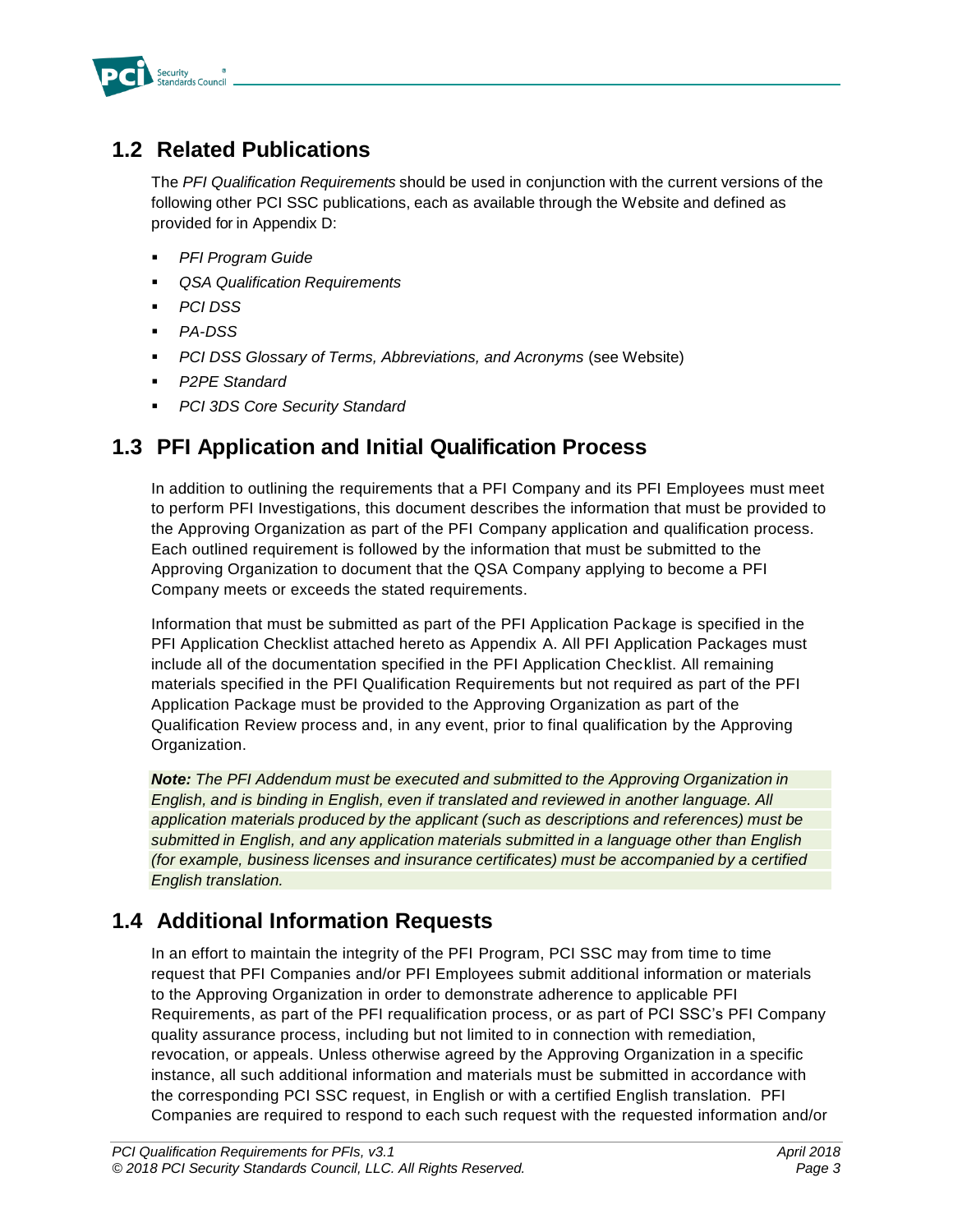## 1.2 Related Publications

The *PFI Qualification Requirements* should be used in conjunction with the current versions of the following other PCI SSC publications, each as available through the Website and defined as provided for in Appendix D:

- *PFI Program Guide*
- *QSA Qualification Requirements*
- *PCI DSS*
- *PA-DSS*
- *PCI DSS Glossary of Terms, Abbreviations, and Acronyms* (see Website)
- *P2PE Standard*
- *PCI 3DS Core Security Standard*

## 1.3 PFI Application and Initial Qualification Process

In addition to outlining the requirements that a PFI Company and its PFI Employees must meet to perform PFI Investigations, this document describes the information that must be provided to the Approving Organization as part of the PFI Company application and qualification process. Each outlined requirement is followed by the information that must be submitted to the Approving Organization to document that the QSA Company applying to become a PFI Company meets or exceeds the stated requirements.

Information that must be submitted as part of the PFI Application Package is specified in the PFI Application Checklist attached hereto as Appendix A. All PFI Application Packages must include all of the documentation specified in the PFI Application Checklist. All remaining materials specified in the PFI Qualification Requirements but not required as part of the PFI Application Package must be provided to the Approving Organization as part of the Qualification Review process and, in any event, prior to final qualification by the Approving Organization.

***Note:*** *The PFI Addendum must be executed and submitted to the Approving Organization in English, and is binding in English, even if translated and reviewed in another language. All application materials produced by the applicant (such as descriptions and references) must be submitted in English, and any application materials submitted in a language other than English (for example, business licenses and insurance certificates) must be accompanied by a certified English translation.*

## 1.4 Additional Information Requests

In an effort to maintain the integrity of the PFI Program, PCI SSC may from time to time request that PFI Companies and/or PFI Employees submit additional information or materials to the Approving Organization in order to demonstrate adherence to applicable PFI Requirements, as part of the PFI requalification process, or as part of PCI SSC's PFI Company quality assurance process, including but not limited to in connection with remediation, revocation, or appeals. Unless otherwise agreed by the Approving Organization in a specific instance, all such additional information and materials must be submitted in accordance with the corresponding PCI SSC request, in English or with a certified English translation. PFI Companies are required to respond to each such request with the requested information and/or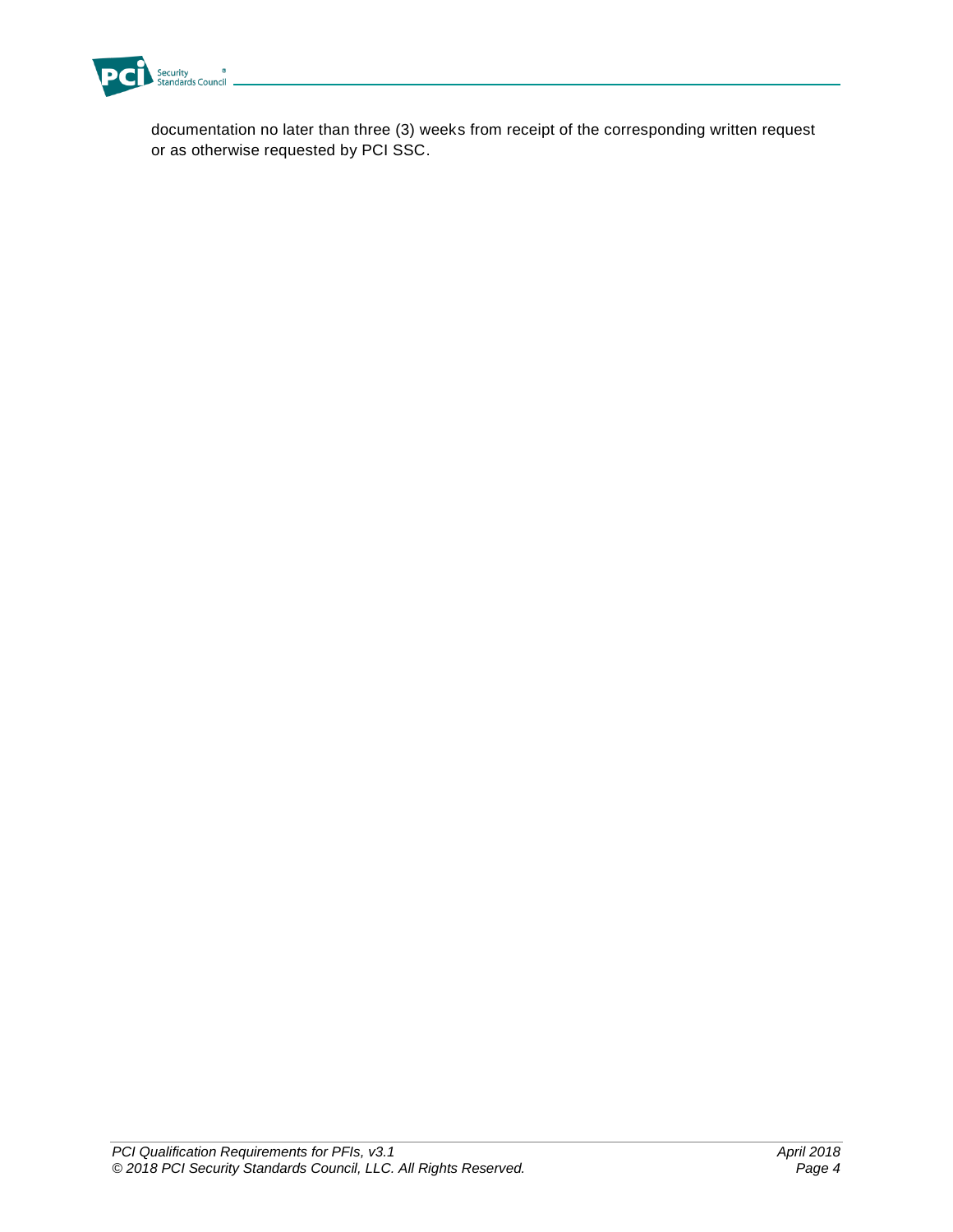documentation no later than three (3) weeks from receipt of the corresponding written request or as otherwise requested by PCI SSC.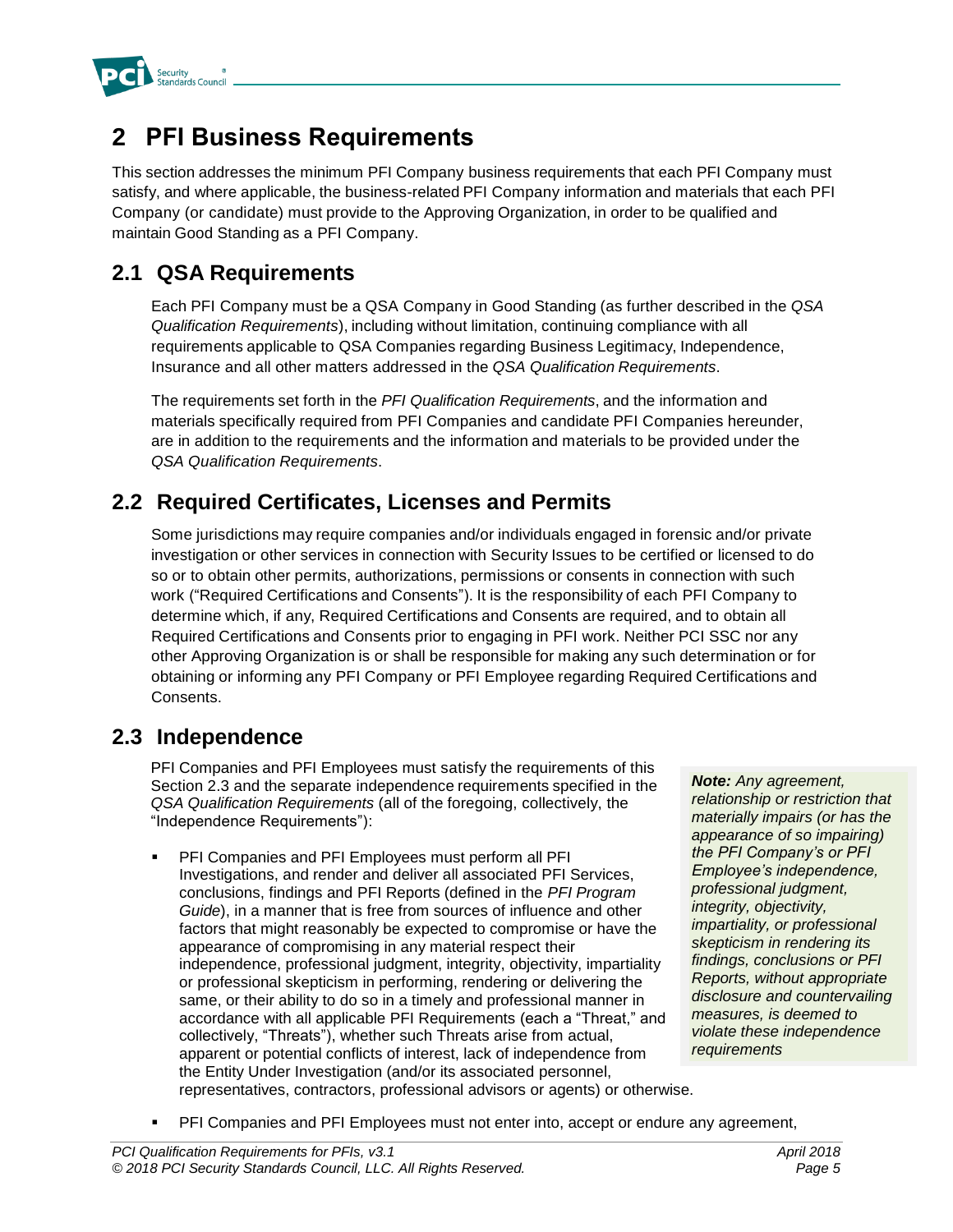# 2 PFI Business Requirements

This section addresses the minimum PFI Company business requirements that each PFI Company must satisfy, and where applicable, the business-related PFI Company information and materials that each PFI Company (or candidate) must provide to the Approving Organization, in order to be qualified and maintain Good Standing as a PFI Company.

## 2.1 QSA Requirements

Each PFI Company must be a QSA Company in Good Standing (as further described in the *QSA Qualification Requirements*), including without limitation, continuing compliance with all requirements applicable to QSA Companies regarding Business Legitimacy, Independence, Insurance and all other matters addressed in the *QSA Qualification Requirements*.

The requirements set forth in the *PFI Qualification Requirements*, and the information and materials specifically required from PFI Companies and candidate PFI Companies hereunder, are in addition to the requirements and the information and materials to be provided under the *QSA Qualification Requirements*.

## 2.2 Required Certificates, Licenses and Permits

Some jurisdictions may require companies and/or individuals engaged in forensic and/or private investigation or other services in connection with Security Issues to be certified or licensed to do so or to obtain other permits, authorizations, permissions or consents in connection with such work ("Required Certifications and Consents"). It is the responsibility of each PFI Company to determine which, if any, Required Certifications and Consents are required, and to obtain all Required Certifications and Consents prior to engaging in PFI work. Neither PCI SSC nor any other Approving Organization is or shall be responsible for making any such determination or for obtaining or informing any PFI Company or PFI Employee regarding Required Certifications and Consents.

## 2.3 Independence

PFI Companies and PFI Employees must satisfy the requirements of this Section 2.3 and the separate independence requirements specified in the *QSA Qualification Requirements* (all of the foregoing, collectively, the "Independence Requirements"):

- PFI Companies and PFI Employees must perform all PFI Investigations, and render and deliver all associated PFI Services, conclusions, findings and PFI Reports (defined in the *PFI Program Guide*), in a manner that is free from sources of influence and other factors that might reasonably be expected to compromise or have the appearance of compromising in any material respect their independence, professional judgment, integrity, objectivity, impartiality or professional skepticism in performing, rendering or delivering the same, or their ability to do so in a timely and professional manner in accordance with all applicable PFI Requirements (each a "Threat," and collectively, "Threats"), whether such Threats arise from actual, apparent or potential conflicts of interest, lack of independence from the Entity Under Investigation (and/or its associated personnel, representatives, contractors, professional advisors or agents) or otherwise.

***Note:** Any agreement, relationship or restriction that materially impairs (or has the appearance of so impairing) the PFI Company's or PFI Employee's independence, professional judgment, integrity, objectivity, impartiality, or professional skepticism in rendering its findings, conclusions or PFI Reports, without appropriate disclosure and countervailing measures, is deemed to violate these independence requirements*

- PFI Companies and PFI Employees must not enter into, accept or endure any agreement,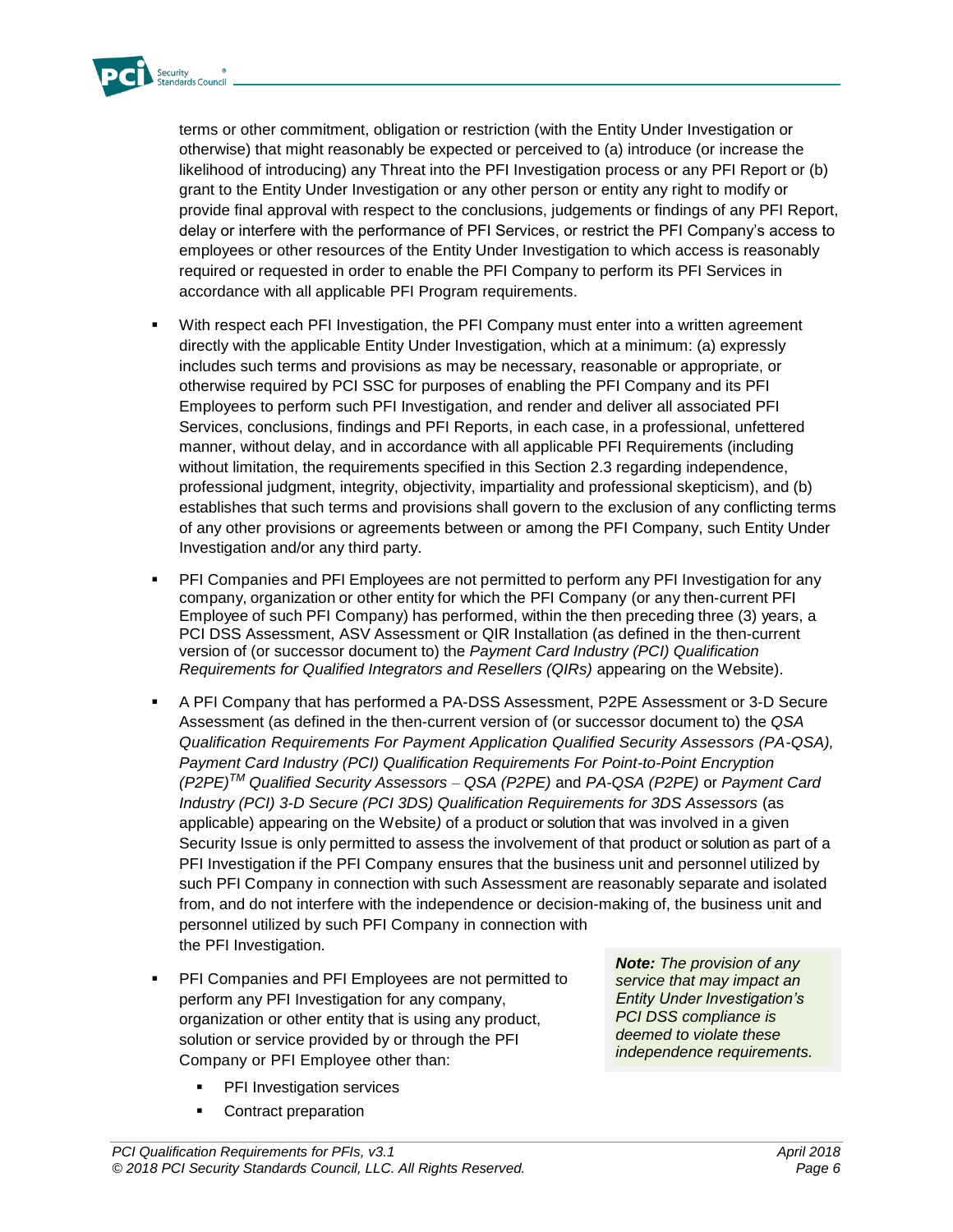terms or other commitment, obligation or restriction (with the Entity Under Investigation or otherwise) that might reasonably be expected or perceived to (a) introduce (or increase the likelihood of introducing) any Threat into the PFI Investigation process or any PFI Report or (b) grant to the Entity Under Investigation or any other person or entity any right to modify or provide final approval with respect to the conclusions, judgements or findings of any PFI Report, delay or interfere with the performance of PFI Services, or restrict the PFI Company's access to employees or other resources of the Entity Under Investigation to which access is reasonably required or requested in order to enable the PFI Company to perform its PFI Services in accordance with all applicable PFI Program requirements.

- With respect each PFI Investigation, the PFI Company must enter into a written agreement directly with the applicable Entity Under Investigation, which at a minimum: (a) expressly includes such terms and provisions as may be necessary, reasonable or appropriate, or otherwise required by PCI SSC for purposes of enabling the PFI Company and its PFI Employees to perform such PFI Investigation, and render and deliver all associated PFI Services, conclusions, findings and PFI Reports, in each case, in a professional, unfettered manner, without delay, and in accordance with all applicable PFI Requirements (including without limitation, the requirements specified in this Section 2.3 regarding independence, professional judgment, integrity, objectivity, impartiality and professional skepticism), and (b) establishes that such terms and provisions shall govern to the exclusion of any conflicting terms of any other provisions or agreements between or among the PFI Company, such Entity Under Investigation and/or any third party.
- PFI Companies and PFI Employees are not permitted to perform any PFI Investigation for any company, organization or other entity for which the PFI Company (or any then-current PFI Employee of such PFI Company) has performed, within the then preceding three (3) years, a PCI DSS Assessment, ASV Assessment or QIR Installation (as defined in the then-current version of (or successor document to) the *Payment Card Industry (PCI) Qualification Requirements for Qualified Integrators and Resellers (QIRs)* appearing on the Website).
- A PFI Company that has performed a PA-DSS Assessment, P2PE Assessment or 3-D Secure Assessment (as defined in the then-current version of (or successor document to) the *QSA Qualification Requirements For Payment Application Qualified Security Assessors (PA-QSA), Payment Card Industry (PCI) Qualification Requirements For Point-to-Point Encryption (P2PE)™ Qualified Security Assessors – QSA (P2PE)* and *PA-QSA (P2PE)* or *Payment Card Industry (PCI) 3-D Secure (PCI 3DS) Qualification Requirements for 3DS Assessors* (as applicable) appearing on the Website) of a product or solution that was involved in a given Security Issue is only permitted to assess the involvement of that product or solution as part of a PFI Investigation if the PFI Company ensures that the business unit and personnel utilized by such PFI Company in connection with such Assessment are reasonably separate and isolated from, and do not interfere with the independence or decision-making of, the business unit and personnel utilized by such PFI Company in connection with the PFI Investigation.
- PFI Companies and PFI Employees are not permitted to perform any PFI Investigation for any company, organization or other entity that is using any product, solution or service provided by or through the PFI Company or PFI Employee other than:
    - PFI Investigation services
    - Contract preparation

> ***Note:*** *The provision of any service that may impact an Entity Under Investigation's PCI DSS compliance is deemed to violate these independence requirements.*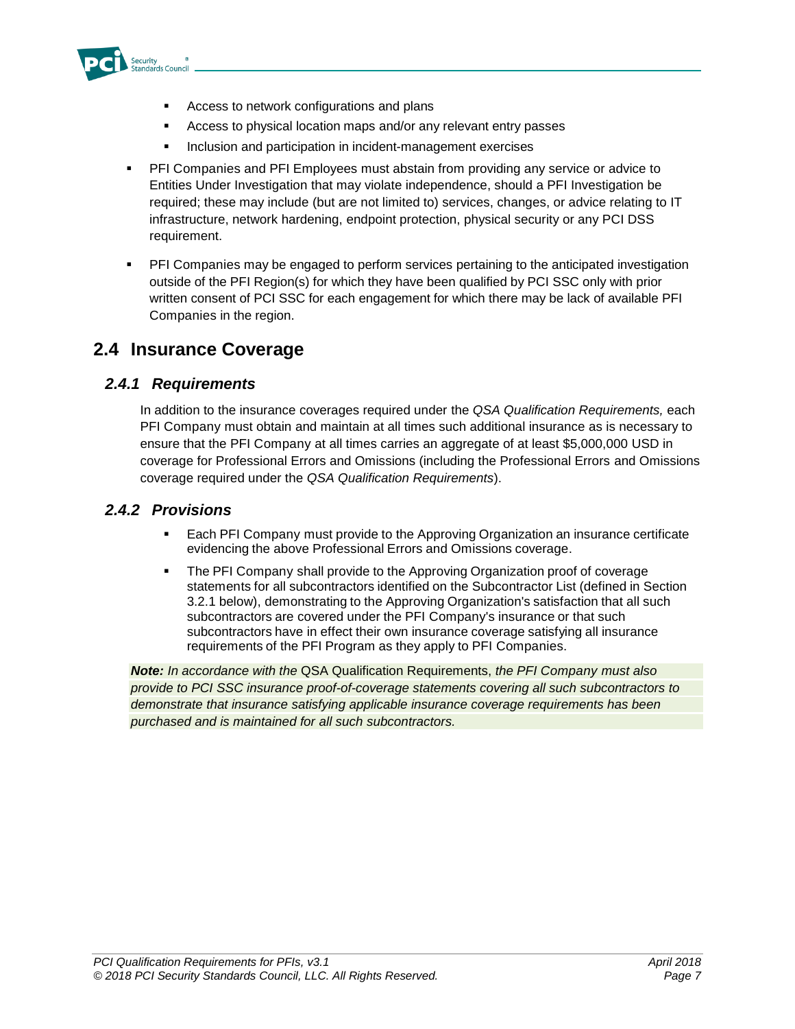- Access to network configurations and plans
    - Access to physical location maps and/or any relevant entry passes
    - Inclusion and participation in incident-management exercises
- PFI Companies and PFI Employees must abstain from providing any service or advice to Entities Under Investigation that may violate independence, should a PFI Investigation be required; these may include (but are not limited to) services, changes, or advice relating to IT infrastructure, network hardening, endpoint protection, physical security or any PCI DSS requirement.
- PFI Companies may be engaged to perform services pertaining to the anticipated investigation outside of the PFI Region(s) for which they have been qualified by PCI SSC only with prior written consent of PCI SSC for each engagement for which there may be lack of available PFI Companies in the region.

## 2.4 Insurance Coverage

### *2.4.1 Requirements*

In addition to the insurance coverages required under the *QSA Qualification Requirements,* each PFI Company must obtain and maintain at all times such additional insurance as is necessary to ensure that the PFI Company at all times carries an aggregate of at least $5,000,000 USD in coverage for Professional Errors and Omissions (including the Professional Errors and Omissions coverage required under the *QSA Qualification Requirements*).

### *2.4.2 Provisions*

- Each PFI Company must provide to the Approving Organization an insurance certificate evidencing the above Professional Errors and Omissions coverage.
- The PFI Company shall provide to the Approving Organization proof of coverage statements for all subcontractors identified on the Subcontractor List (defined in Section 3.2.1 below), demonstrating to the Approving Organization's satisfaction that all such subcontractors are covered under the PFI Company's insurance or that such subcontractors have in effect their own insurance coverage satisfying all insurance requirements of the PFI Program as they apply to PFI Companies.

***Note:*** *In accordance with the* QSA Qualification Requirements, *the PFI Company must also provide to PCI SSC insurance proof-of-coverage statements covering all such subcontractors to demonstrate that insurance satisfying applicable insurance coverage requirements has been purchased and is maintained for all such subcontractors.*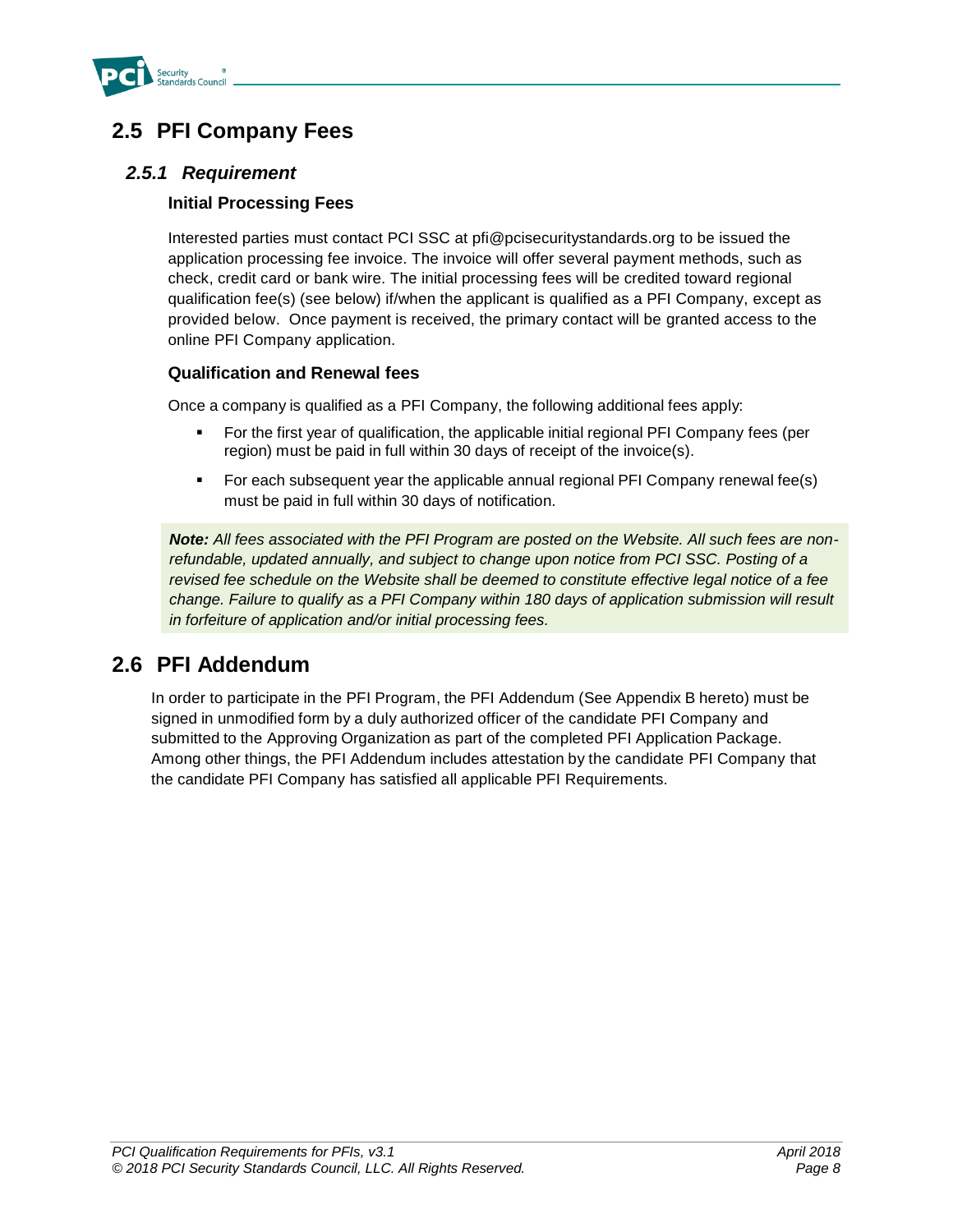## 2.5 PFI Company Fees

### *2.5.1 Requirement*

#### Initial Processing Fees

Interested parties must contact PCI SSC at pfi@pcisecuritystandards.org to be issued the application processing fee invoice. The invoice will offer several payment methods, such as check, credit card or bank wire. The initial processing fees will be credited toward regional qualification fee(s) (see below) if/when the applicant is qualified as a PFI Company, except as provided below. Once payment is received, the primary contact will be granted access to the online PFI Company application.

#### Qualification and Renewal fees

Once a company is qualified as a PFI Company, the following additional fees apply:

- For the first year of qualification, the applicable initial regional PFI Company fees (per region) must be paid in full within 30 days of receipt of the invoice(s).
- For each subsequent year the applicable annual regional PFI Company renewal fee(s) must be paid in full within 30 days of notification.

> ***Note:*** *All fees associated with the PFI Program are posted on the Website. All such fees are non-refundable, updated annually, and subject to change upon notice from PCI SSC. Posting of a revised fee schedule on the Website shall be deemed to constitute effective legal notice of a fee change. Failure to qualify as a PFI Company within 180 days of application submission will result in forfeiture of application and/or initial processing fees.*

## 2.6 PFI Addendum

In order to participate in the PFI Program, the PFI Addendum (See Appendix B hereto) must be signed in unmodified form by a duly authorized officer of the candidate PFI Company and submitted to the Approving Organization as part of the completed PFI Application Package. Among other things, the PFI Addendum includes attestation by the candidate PFI Company that the candidate PFI Company has satisfied all applicable PFI Requirements.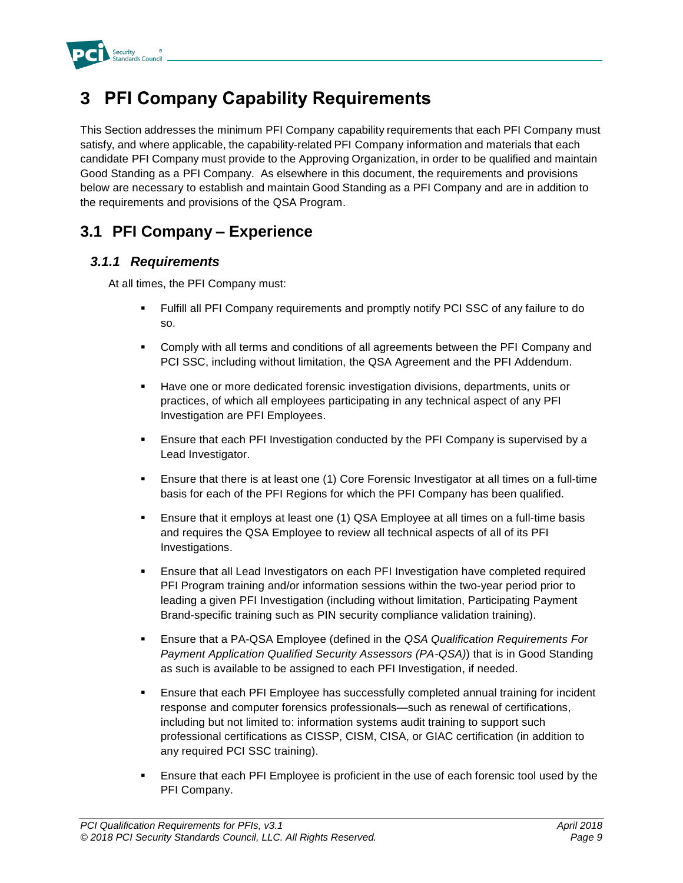# 3 PFI Company Capability Requirements

This Section addresses the minimum PFI Company capability requirements that each PFI Company must satisfy, and where applicable, the capability-related PFI Company information and materials that each candidate PFI Company must provide to the Approving Organization, in order to be qualified and maintain Good Standing as a PFI Company. As elsewhere in this document, the requirements and provisions below are necessary to establish and maintain Good Standing as a PFI Company and are in addition to the requirements and provisions of the QSA Program.

## 3.1 PFI Company – Experience

### *3.1.1 Requirements*

At all times, the PFI Company must:

- Fulfill all PFI Company requirements and promptly notify PCI SSC of any failure to do so.
- Comply with all terms and conditions of all agreements between the PFI Company and PCI SSC, including without limitation, the QSA Agreement and the PFI Addendum.
- Have one or more dedicated forensic investigation divisions, departments, units or practices, of which all employees participating in any technical aspect of any PFI Investigation are PFI Employees.
- Ensure that each PFI Investigation conducted by the PFI Company is supervised by a Lead Investigator.
- Ensure that there is at least one (1) Core Forensic Investigator at all times on a full-time basis for each of the PFI Regions for which the PFI Company has been qualified.
- Ensure that it employs at least one (1) QSA Employee at all times on a full-time basis and requires the QSA Employee to review all technical aspects of all of its PFI Investigations.
- Ensure that all Lead Investigators on each PFI Investigation have completed required PFI Program training and/or information sessions within the two-year period prior to leading a given PFI Investigation (including without limitation, Participating Payment Brand-specific training such as PIN security compliance validation training).
- Ensure that a PA-QSA Employee (defined in the *QSA Qualification Requirements For Payment Application Qualified Security Assessors (PA-QSA)*) that is in Good Standing as such is available to be assigned to each PFI Investigation, if needed.
- Ensure that each PFI Employee has successfully completed annual training for incident response and computer forensics professionals—such as renewal of certifications, including but not limited to: information systems audit training to support such professional certifications as CISSP, CISM, CISA, or GIAC certification (in addition to any required PCI SSC training).
- Ensure that each PFI Employee is proficient in the use of each forensic tool used by the PFI Company.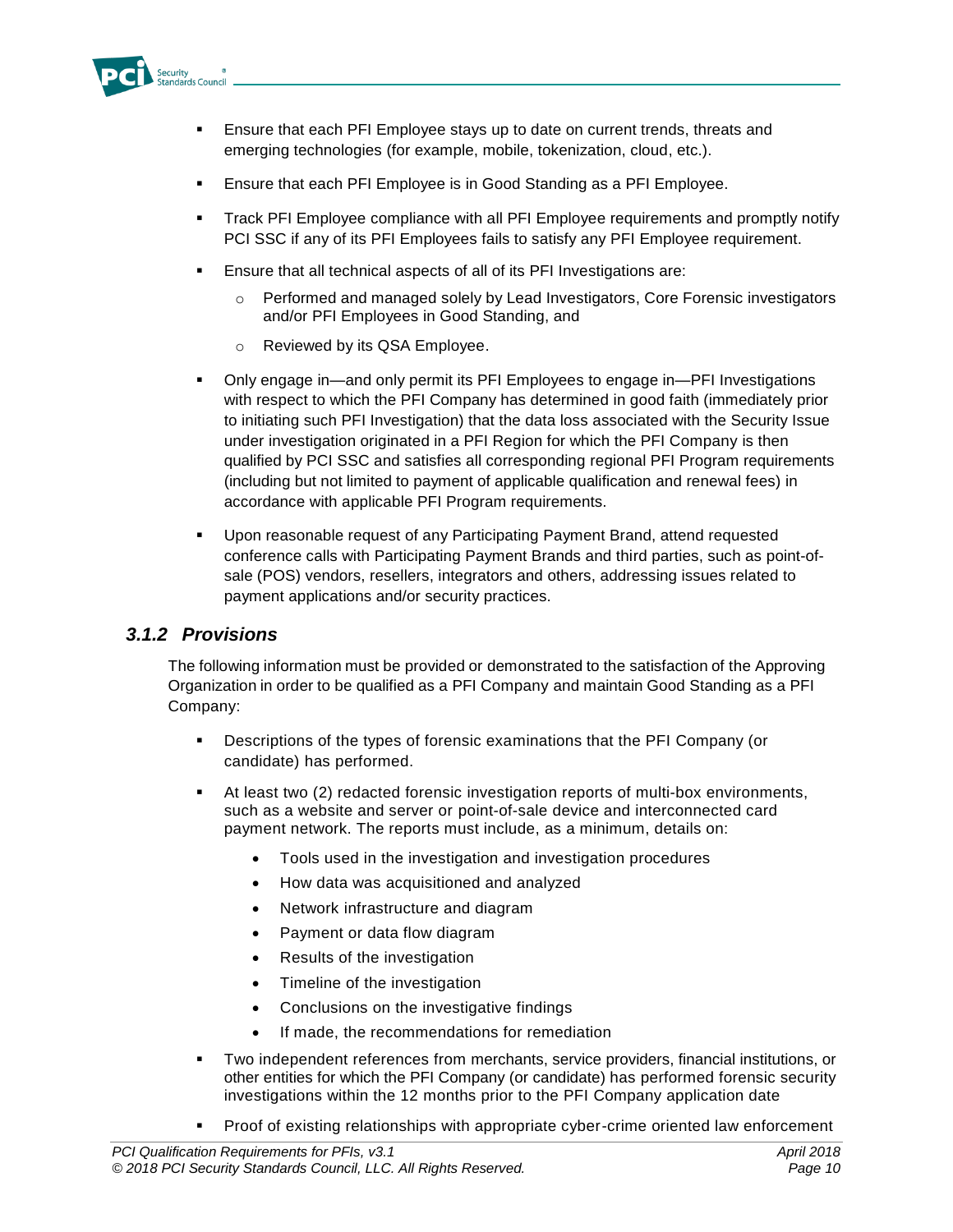- Ensure that each PFI Employee stays up to date on current trends, threats and emerging technologies (for example, mobile, tokenization, cloud, etc.).
- Ensure that each PFI Employee is in Good Standing as a PFI Employee.
- Track PFI Employee compliance with all PFI Employee requirements and promptly notify PCI SSC if any of its PFI Employees fails to satisfy any PFI Employee requirement.
- Ensure that all technical aspects of all of its PFI Investigations are:
  - Performed and managed solely by Lead Investigators, Core Forensic investigators and/or PFI Employees in Good Standing, and
  - Reviewed by its QSA Employee.
- Only engage in—and only permit its PFI Employees to engage in—PFI Investigations with respect to which the PFI Company has determined in good faith (immediately prior to initiating such PFI Investigation) that the data loss associated with the Security Issue under investigation originated in a PFI Region for which the PFI Company is then qualified by PCI SSC and satisfies all corresponding regional PFI Program requirements (including but not limited to payment of applicable qualification and renewal fees) in accordance with applicable PFI Program requirements.
- Upon reasonable request of any Participating Payment Brand, attend requested conference calls with Participating Payment Brands and third parties, such as point-of-sale (POS) vendors, resellers, integrators and others, addressing issues related to payment applications and/or security practices.

### *3.1.2 Provisions*

The following information must be provided or demonstrated to the satisfaction of the Approving Organization in order to be qualified as a PFI Company and maintain Good Standing as a PFI Company:

- Descriptions of the types of forensic examinations that the PFI Company (or candidate) has performed.
- At least two (2) redacted forensic investigation reports of multi-box environments, such as a website and server or point-of-sale device and interconnected card payment network. The reports must include, as a minimum, details on:
  - Tools used in the investigation and investigation procedures
  - How data was acquisitioned and analyzed
  - Network infrastructure and diagram
  - Payment or data flow diagram
  - Results of the investigation
  - Timeline of the investigation
  - Conclusions on the investigative findings
  - If made, the recommendations for remediation
- Two independent references from merchants, service providers, financial institutions, or other entities for which the PFI Company (or candidate) has performed forensic security investigations within the 12 months prior to the PFI Company application date
- Proof of existing relationships with appropriate cyber-crime oriented law enforcement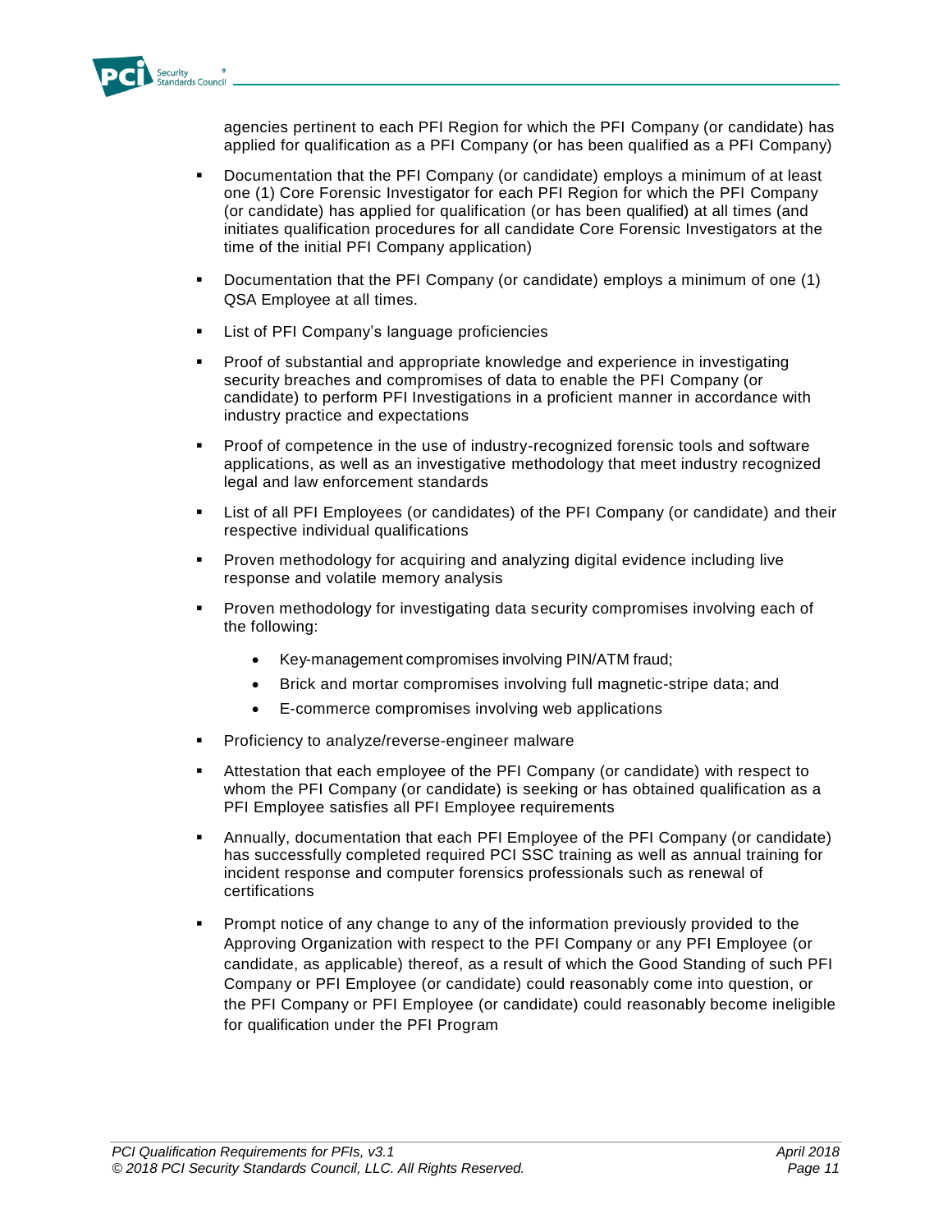agencies pertinent to each PFI Region for which the PFI Company (or candidate) has applied for qualification as a PFI Company (or has been qualified as a PFI Company)

- Documentation that the PFI Company (or candidate) employs a minimum of at least one (1) Core Forensic Investigator for each PFI Region for which the PFI Company (or candidate) has applied for qualification (or has been qualified) at all times (and initiates qualification procedures for all candidate Core Forensic Investigators at the time of the initial PFI Company application)
- Documentation that the PFI Company (or candidate) employs a minimum of one (1) QSA Employee at all times.
- List of PFI Company's language proficiencies
- Proof of substantial and appropriate knowledge and experience in investigating security breaches and compromises of data to enable the PFI Company (or candidate) to perform PFI Investigations in a proficient manner in accordance with industry practice and expectations
- Proof of competence in the use of industry-recognized forensic tools and software applications, as well as an investigative methodology that meet industry recognized legal and law enforcement standards
- List of all PFI Employees (or candidates) of the PFI Company (or candidate) and their respective individual qualifications
- Proven methodology for acquiring and analyzing digital evidence including live response and volatile memory analysis
- Proven methodology for investigating data security compromises involving each of the following:
  - Key-management compromises involving PIN/ATM fraud;
  - Brick and mortar compromises involving full magnetic-stripe data; and
  - E-commerce compromises involving web applications
- Proficiency to analyze/reverse-engineer malware
- Attestation that each employee of the PFI Company (or candidate) with respect to whom the PFI Company (or candidate) is seeking or has obtained qualification as a PFI Employee satisfies all PFI Employee requirements
- Annually, documentation that each PFI Employee of the PFI Company (or candidate) has successfully completed required PCI SSC training as well as annual training for incident response and computer forensics professionals such as renewal of certifications
- Prompt notice of any change to any of the information previously provided to the Approving Organization with respect to the PFI Company or any PFI Employee (or candidate, as applicable) thereof, as a result of which the Good Standing of such PFI Company or PFI Employee (or candidate) could reasonably come into question, or the PFI Company or PFI Employee (or candidate) could reasonably become ineligible for qualification under the PFI Program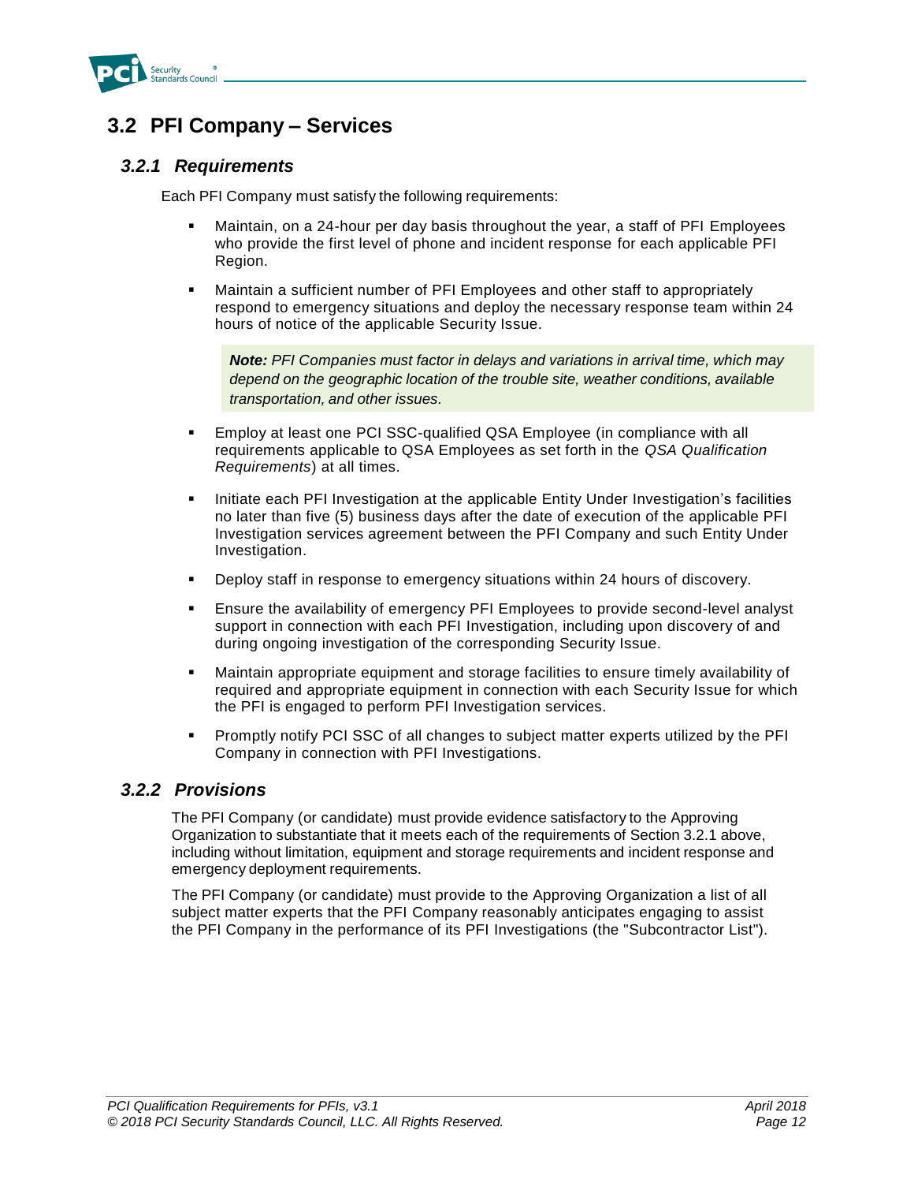## 3.2 PFI Company – Services

### *3.2.1 Requirements*

Each PFI Company must satisfy the following requirements:

- Maintain, on a 24-hour per day basis throughout the year, a staff of PFI Employees who provide the first level of phone and incident response for each applicable PFI Region.
- Maintain a sufficient number of PFI Employees and other staff to appropriately respond to emergency situations and deploy the necessary response team within 24 hours of notice of the applicable Security Issue.

> ***Note:*** *PFI Companies must factor in delays and variations in arrival time, which may depend on the geographic location of the trouble site, weather conditions, available transportation, and other issues.*

- Employ at least one PCI SSC-qualified QSA Employee (in compliance with all requirements applicable to QSA Employees as set forth in the *QSA Qualification Requirements*) at all times.
- Initiate each PFI Investigation at the applicable Entity Under Investigation's facilities no later than five (5) business days after the date of execution of the applicable PFI Investigation services agreement between the PFI Company and such Entity Under Investigation.
- Deploy staff in response to emergency situations within 24 hours of discovery.
- Ensure the availability of emergency PFI Employees to provide second-level analyst support in connection with each PFI Investigation, including upon discovery of and during ongoing investigation of the corresponding Security Issue.
- Maintain appropriate equipment and storage facilities to ensure timely availability of required and appropriate equipment in connection with each Security Issue for which the PFI is engaged to perform PFI Investigation services.
- Promptly notify PCI SSC of all changes to subject matter experts utilized by the PFI Company in connection with PFI Investigations.

### *3.2.2 Provisions*

The PFI Company (or candidate) must provide evidence satisfactory to the Approving Organization to substantiate that it meets each of the requirements of Section 3.2.1 above, including without limitation, equipment and storage requirements and incident response and emergency deployment requirements.

The PFI Company (or candidate) must provide to the Approving Organization a list of all subject matter experts that the PFI Company reasonably anticipates engaging to assist the PFI Company in the performance of its PFI Investigations (the "Subcontractor List").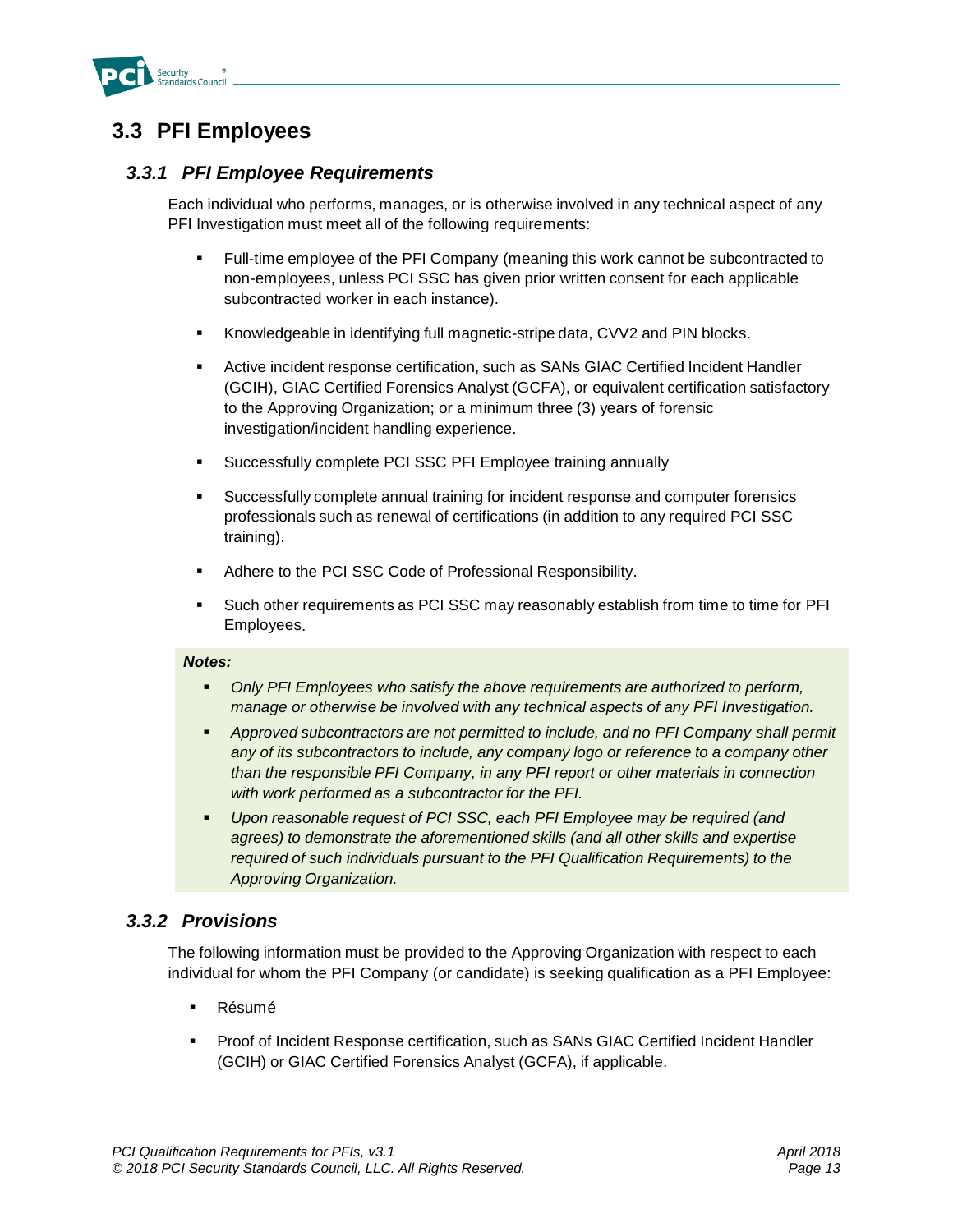## 3.3 PFI Employees

### *3.3.1 PFI Employee Requirements*

Each individual who performs, manages, or is otherwise involved in any technical aspect of any PFI Investigation must meet all of the following requirements:

- Full-time employee of the PFI Company (meaning this work cannot be subcontracted to non-employees, unless PCI SSC has given prior written consent for each applicable subcontracted worker in each instance).
- Knowledgeable in identifying full magnetic-stripe data, CVV2 and PIN blocks.
- Active incident response certification, such as SANs GIAC Certified Incident Handler (GCIH), GIAC Certified Forensics Analyst (GCFA), or equivalent certification satisfactory to the Approving Organization; or a minimum three (3) years of forensic investigation/incident handling experience.
- Successfully complete PCI SSC PFI Employee training annually
- Successfully complete annual training for incident response and computer forensics professionals such as renewal of certifications (in addition to any required PCI SSC training).
- Adhere to the PCI SSC Code of Professional Responsibility.
- Such other requirements as PCI SSC may reasonably establish from time to time for PFI Employees.

***Notes:***

- *Only PFI Employees who satisfy the above requirements are authorized to perform, manage or otherwise be involved with any technical aspects of any PFI Investigation.*
- *Approved subcontractors are not permitted to include, and no PFI Company shall permit any of its subcontractors to include, any company logo or reference to a company other than the responsible PFI Company, in any PFI report or other materials in connection with work performed as a subcontractor for the PFI.*
- *Upon reasonable request of PCI SSC, each PFI Employee may be required (and agrees) to demonstrate the aforementioned skills (and all other skills and expertise required of such individuals pursuant to the PFI Qualification Requirements) to the Approving Organization.*

### *3.3.2 Provisions*

The following information must be provided to the Approving Organization with respect to each individual for whom the PFI Company (or candidate) is seeking qualification as a PFI Employee:

- Résumé
- Proof of Incident Response certification, such as SANs GIAC Certified Incident Handler (GCIH) or GIAC Certified Forensics Analyst (GCFA), if applicable.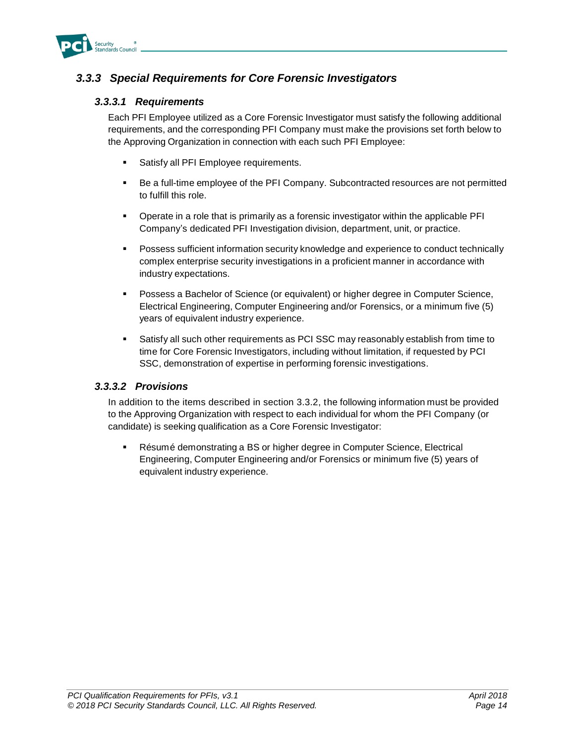### *3.3.3 Special Requirements for Core Forensic Investigators*

#### *3.3.3.1 Requirements*

Each PFI Employee utilized as a Core Forensic Investigator must satisfy the following additional requirements, and the corresponding PFI Company must make the provisions set forth below to the Approving Organization in connection with each such PFI Employee:

- Satisfy all PFI Employee requirements.
- Be a full-time employee of the PFI Company. Subcontracted resources are not permitted to fulfill this role.
- Operate in a role that is primarily as a forensic investigator within the applicable PFI Company's dedicated PFI Investigation division, department, unit, or practice.
- Possess sufficient information security knowledge and experience to conduct technically complex enterprise security investigations in a proficient manner in accordance with industry expectations.
- Possess a Bachelor of Science (or equivalent) or higher degree in Computer Science, Electrical Engineering, Computer Engineering and/or Forensics, or a minimum five (5) years of equivalent industry experience.
- Satisfy all such other requirements as PCI SSC may reasonably establish from time to time for Core Forensic Investigators, including without limitation, if requested by PCI SSC, demonstration of expertise in performing forensic investigations.

#### *3.3.3.2 Provisions*

In addition to the items described in section 3.3.2, the following information must be provided to the Approving Organization with respect to each individual for whom the PFI Company (or candidate) is seeking qualification as a Core Forensic Investigator:

- Résumé demonstrating a BS or higher degree in Computer Science, Electrical Engineering, Computer Engineering and/or Forensics or minimum five (5) years of equivalent industry experience.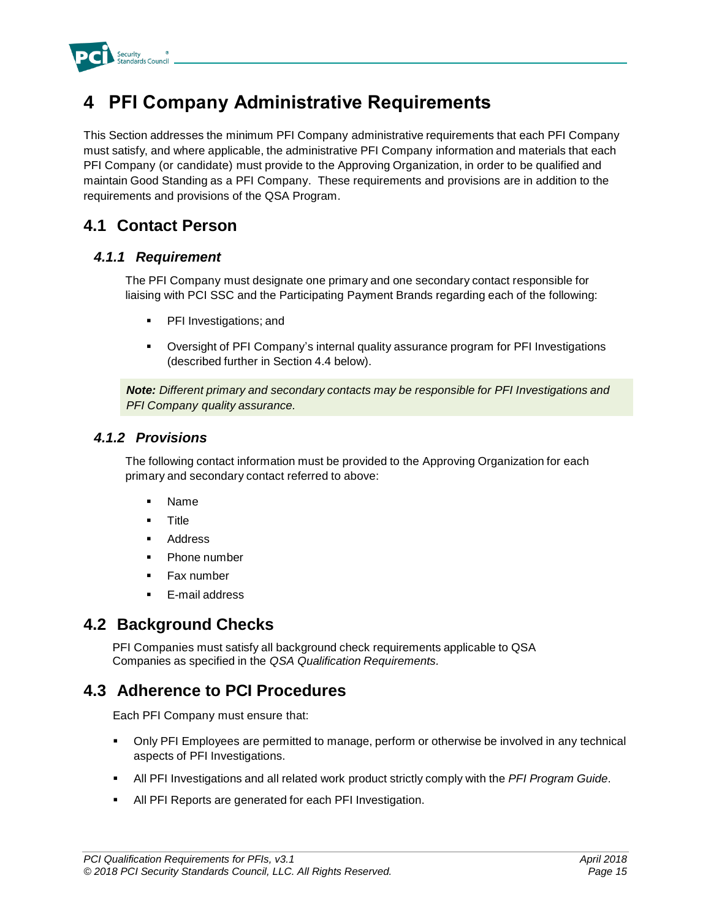# 4 PFI Company Administrative Requirements

This Section addresses the minimum PFI Company administrative requirements that each PFI Company must satisfy, and where applicable, the administrative PFI Company information and materials that each PFI Company (or candidate) must provide to the Approving Organization, in order to be qualified and maintain Good Standing as a PFI Company. These requirements and provisions are in addition to the requirements and provisions of the QSA Program.

## 4.1 Contact Person

### *4.1.1 Requirement*

The PFI Company must designate one primary and one secondary contact responsible for liaising with PCI SSC and the Participating Payment Brands regarding each of the following:

- PFI Investigations; and
- Oversight of PFI Company's internal quality assurance program for PFI Investigations (described further in Section 4.4 below).

***Note:*** *Different primary and secondary contacts may be responsible for PFI Investigations and PFI Company quality assurance.*

### *4.1.2 Provisions*

The following contact information must be provided to the Approving Organization for each primary and secondary contact referred to above:

- Name
- Title
- Address
- Phone number
- Fax number
- E-mail address

## 4.2 Background Checks

PFI Companies must satisfy all background check requirements applicable to QSA Companies as specified in the *QSA Qualification Requirements*.

## 4.3 Adherence to PCI Procedures

Each PFI Company must ensure that:

- Only PFI Employees are permitted to manage, perform or otherwise be involved in any technical aspects of PFI Investigations.
- All PFI Investigations and all related work product strictly comply with the *PFI Program Guide*.
- All PFI Reports are generated for each PFI Investigation.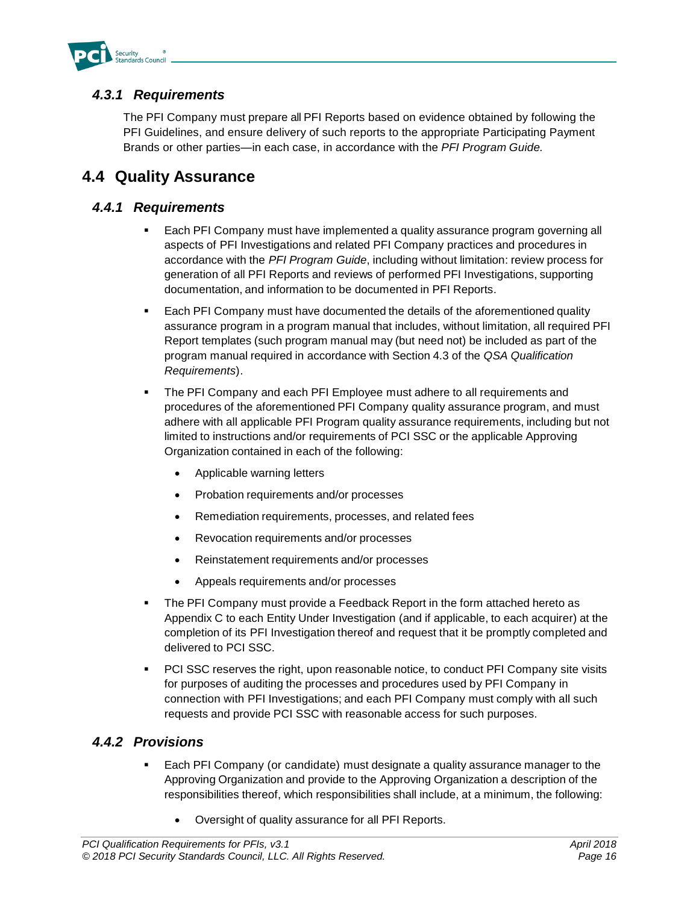### *4.3.1 Requirements*

The PFI Company must prepare all PFI Reports based on evidence obtained by following the PFI Guidelines, and ensure delivery of such reports to the appropriate Participating Payment Brands or other parties—in each case, in accordance with the *PFI Program Guide.*

## 4.4 Quality Assurance

### *4.4.1 Requirements*

- Each PFI Company must have implemented a quality assurance program governing all aspects of PFI Investigations and related PFI Company practices and procedures in accordance with the *PFI Program Guide*, including without limitation: review process for generation of all PFI Reports and reviews of performed PFI Investigations, supporting documentation, and information to be documented in PFI Reports.
- Each PFI Company must have documented the details of the aforementioned quality assurance program in a program manual that includes, without limitation, all required PFI Report templates (such program manual may (but need not) be included as part of the program manual required in accordance with Section 4.3 of the *QSA Qualification Requirements*).
- The PFI Company and each PFI Employee must adhere to all requirements and procedures of the aforementioned PFI Company quality assurance program, and must adhere with all applicable PFI Program quality assurance requirements, including but not limited to instructions and/or requirements of PCI SSC or the applicable Approving Organization contained in each of the following:
  - Applicable warning letters
  - Probation requirements and/or processes
  - Remediation requirements, processes, and related fees
  - Revocation requirements and/or processes
  - Reinstatement requirements and/or processes
  - Appeals requirements and/or processes
- The PFI Company must provide a Feedback Report in the form attached hereto as Appendix C to each Entity Under Investigation (and if applicable, to each acquirer) at the completion of its PFI Investigation thereof and request that it be promptly completed and delivered to PCI SSC.
- PCI SSC reserves the right, upon reasonable notice, to conduct PFI Company site visits for purposes of auditing the processes and procedures used by PFI Company in connection with PFI Investigations; and each PFI Company must comply with all such requests and provide PCI SSC with reasonable access for such purposes.

### *4.4.2 Provisions*

- Each PFI Company (or candidate) must designate a quality assurance manager to the Approving Organization and provide to the Approving Organization a description of the responsibilities thereof, which responsibilities shall include, at a minimum, the following:
  - Oversight of quality assurance for all PFI Reports.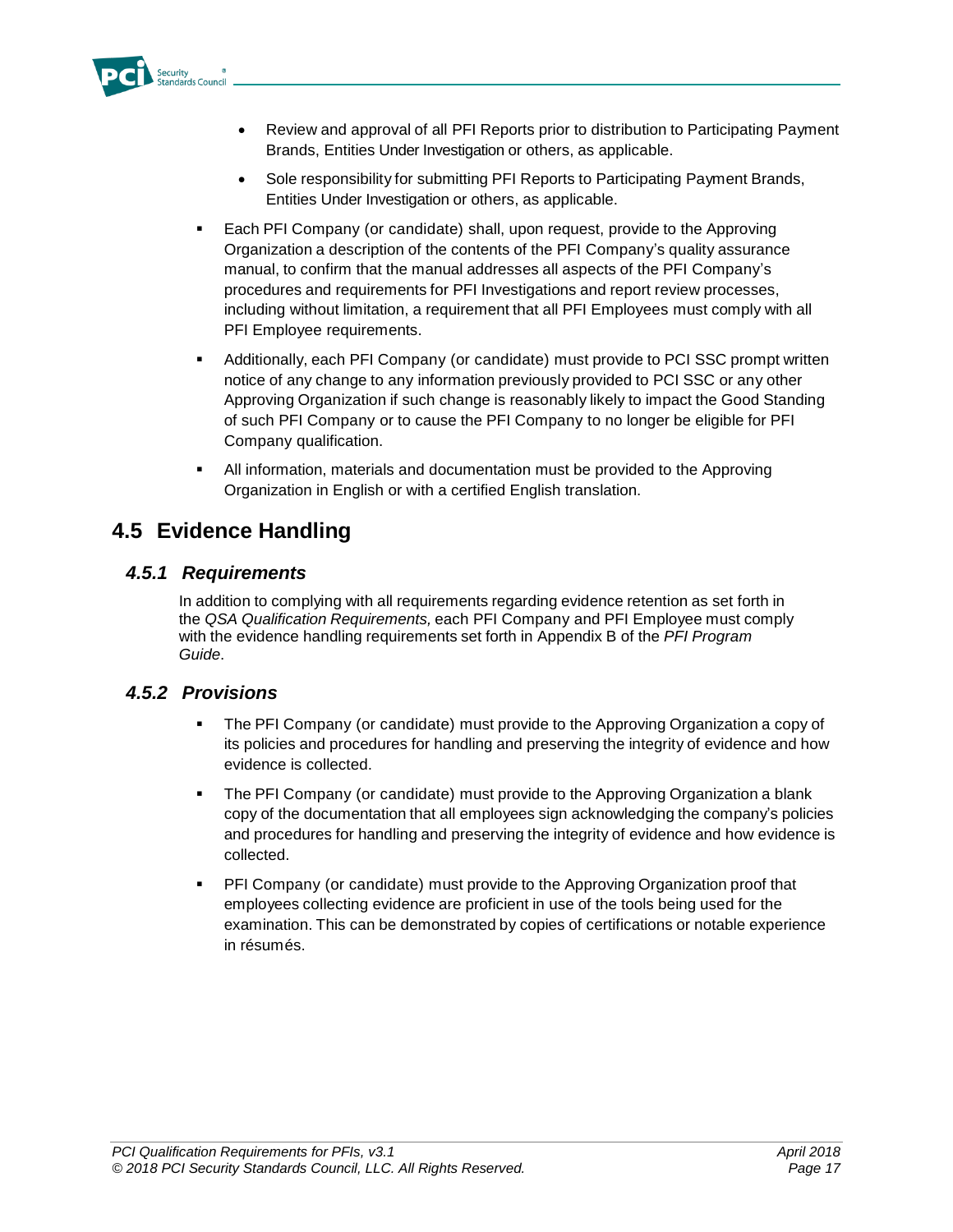- Review and approval of all PFI Reports prior to distribution to Participating Payment Brands, Entities Under Investigation or others, as applicable.
  - Sole responsibility for submitting PFI Reports to Participating Payment Brands, Entities Under Investigation or others, as applicable.

- Each PFI Company (or candidate) shall, upon request, provide to the Approving Organization a description of the contents of the PFI Company's quality assurance manual, to confirm that the manual addresses all aspects of the PFI Company's procedures and requirements for PFI Investigations and report review processes, including without limitation, a requirement that all PFI Employees must comply with all PFI Employee requirements.
- Additionally, each PFI Company (or candidate) must provide to PCI SSC prompt written notice of any change to any information previously provided to PCI SSC or any other Approving Organization if such change is reasonably likely to impact the Good Standing of such PFI Company or to cause the PFI Company to no longer be eligible for PFI Company qualification.
- All information, materials and documentation must be provided to the Approving Organization in English or with a certified English translation.

## 4.5 Evidence Handling

### *4.5.1 Requirements*

In addition to complying with all requirements regarding evidence retention as set forth in the *QSA Qualification Requirements,* each PFI Company and PFI Employee must comply with the evidence handling requirements set forth in Appendix B of the *PFI Program Guide*.

### *4.5.2 Provisions*

- The PFI Company (or candidate) must provide to the Approving Organization a copy of its policies and procedures for handling and preserving the integrity of evidence and how evidence is collected.
- The PFI Company (or candidate) must provide to the Approving Organization a blank copy of the documentation that all employees sign acknowledging the company's policies and procedures for handling and preserving the integrity of evidence and how evidence is collected.
- PFI Company (or candidate) must provide to the Approving Organization proof that employees collecting evidence are proficient in use of the tools being used for the examination. This can be demonstrated by copies of certifications or notable experience in résumés.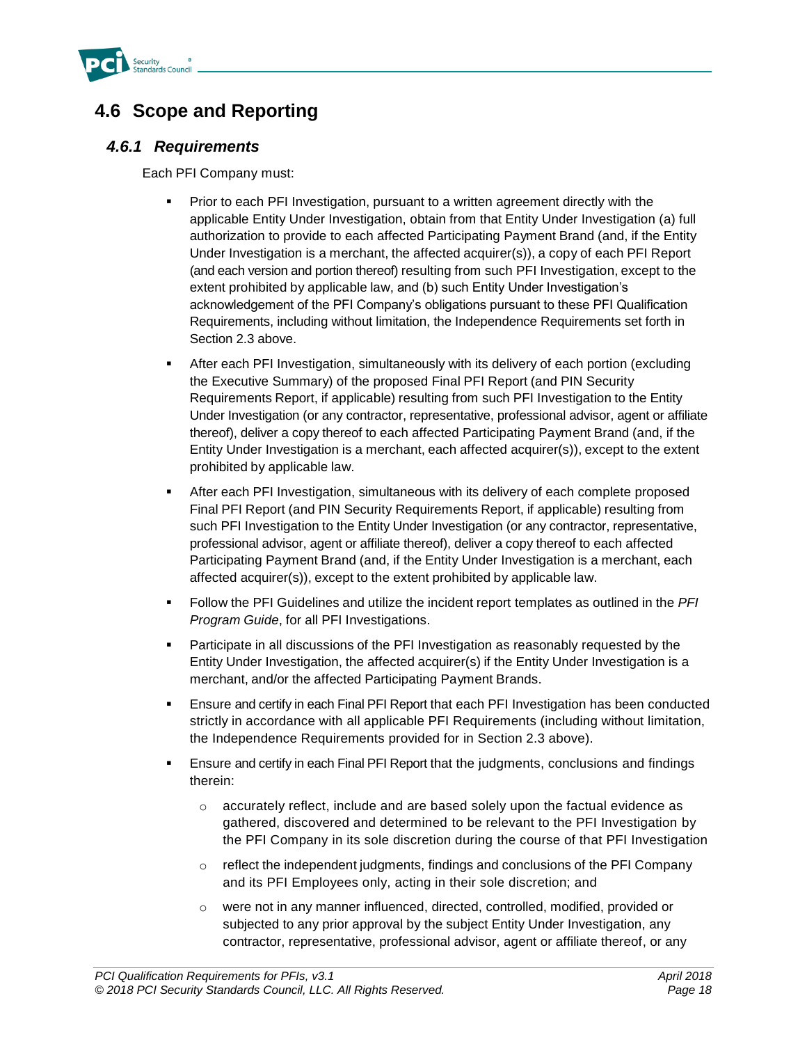## 4.6 Scope and Reporting

### *4.6.1 Requirements*

Each PFI Company must:

- Prior to each PFI Investigation, pursuant to a written agreement directly with the applicable Entity Under Investigation, obtain from that Entity Under Investigation (a) full authorization to provide to each affected Participating Payment Brand (and, if the Entity Under Investigation is a merchant, the affected acquirer(s)), a copy of each PFI Report (and each version and portion thereof) resulting from such PFI Investigation, except to the extent prohibited by applicable law, and (b) such Entity Under Investigation's acknowledgement of the PFI Company's obligations pursuant to these PFI Qualification Requirements, including without limitation, the Independence Requirements set forth in Section 2.3 above.
- After each PFI Investigation, simultaneously with its delivery of each portion (excluding the Executive Summary) of the proposed Final PFI Report (and PIN Security Requirements Report, if applicable) resulting from such PFI Investigation to the Entity Under Investigation (or any contractor, representative, professional advisor, agent or affiliate thereof), deliver a copy thereof to each affected Participating Payment Brand (and, if the Entity Under Investigation is a merchant, each affected acquirer(s)), except to the extent prohibited by applicable law.
- After each PFI Investigation, simultaneous with its delivery of each complete proposed Final PFI Report (and PIN Security Requirements Report, if applicable) resulting from such PFI Investigation to the Entity Under Investigation (or any contractor, representative, professional advisor, agent or affiliate thereof), deliver a copy thereof to each affected Participating Payment Brand (and, if the Entity Under Investigation is a merchant, each affected acquirer(s)), except to the extent prohibited by applicable law.
- Follow the PFI Guidelines and utilize the incident report templates as outlined in the *PFI Program Guide*, for all PFI Investigations.
- Participate in all discussions of the PFI Investigation as reasonably requested by the Entity Under Investigation, the affected acquirer(s) if the Entity Under Investigation is a merchant, and/or the affected Participating Payment Brands.
- Ensure and certify in each Final PFI Report that each PFI Investigation has been conducted strictly in accordance with all applicable PFI Requirements (including without limitation, the Independence Requirements provided for in Section 2.3 above).
- Ensure and certify in each Final PFI Report that the judgments, conclusions and findings therein:
  - accurately reflect, include and are based solely upon the factual evidence as gathered, discovered and determined to be relevant to the PFI Investigation by the PFI Company in its sole discretion during the course of that PFI Investigation
  - reflect the independent judgments, findings and conclusions of the PFI Company and its PFI Employees only, acting in their sole discretion; and
  - were not in any manner influenced, directed, controlled, modified, provided or subjected to any prior approval by the subject Entity Under Investigation, any contractor, representative, professional advisor, agent or affiliate thereof, or any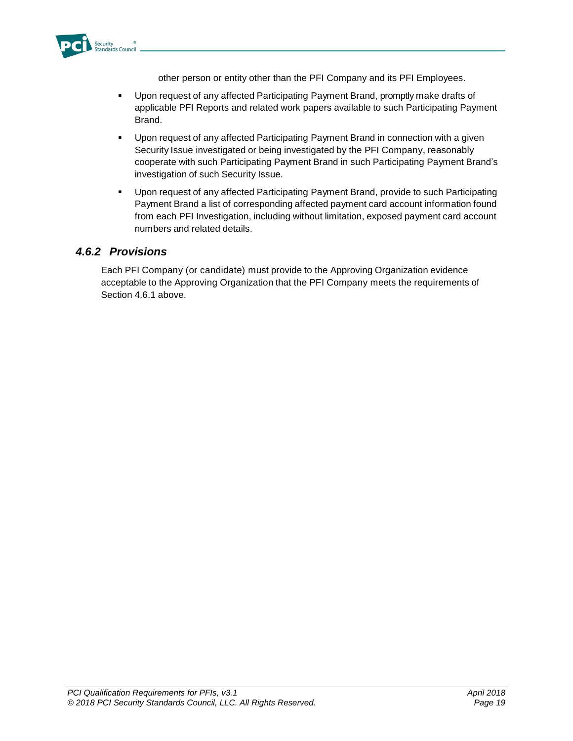other person or entity other than the PFI Company and its PFI Employees.

- Upon request of any affected Participating Payment Brand, promptly make drafts of applicable PFI Reports and related work papers available to such Participating Payment Brand.
- Upon request of any affected Participating Payment Brand in connection with a given Security Issue investigated or being investigated by the PFI Company, reasonably cooperate with such Participating Payment Brand in such Participating Payment Brand's investigation of such Security Issue.
- Upon request of any affected Participating Payment Brand, provide to such Participating Payment Brand a list of corresponding affected payment card account information found from each PFI Investigation, including without limitation, exposed payment card account numbers and related details.

### *4.6.2 Provisions*

Each PFI Company (or candidate) must provide to the Approving Organization evidence acceptable to the Approving Organization that the PFI Company meets the requirements of Section 4.6.1 above.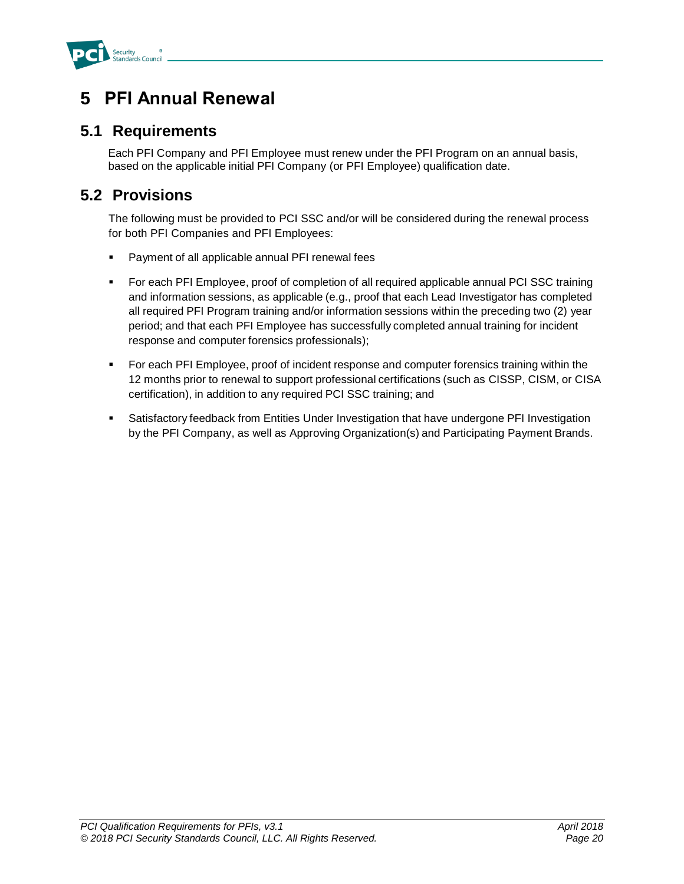# 5 PFI Annual Renewal

## 5.1 Requirements

Each PFI Company and PFI Employee must renew under the PFI Program on an annual basis, based on the applicable initial PFI Company (or PFI Employee) qualification date.

## 5.2 Provisions

The following must be provided to PCI SSC and/or will be considered during the renewal process for both PFI Companies and PFI Employees:

- Payment of all applicable annual PFI renewal fees
- For each PFI Employee, proof of completion of all required applicable annual PCI SSC training and information sessions, as applicable (e.g., proof that each Lead Investigator has completed all required PFI Program training and/or information sessions within the preceding two (2) year period; and that each PFI Employee has successfully completed annual training for incident response and computer forensics professionals);
- For each PFI Employee, proof of incident response and computer forensics training within the 12 months prior to renewal to support professional certifications (such as CISSP, CISM, or CISA certification), in addition to any required PCI SSC training; and
- Satisfactory feedback from Entities Under Investigation that have undergone PFI Investigation by the PFI Company, as well as Approving Organization(s) and Participating Payment Brands.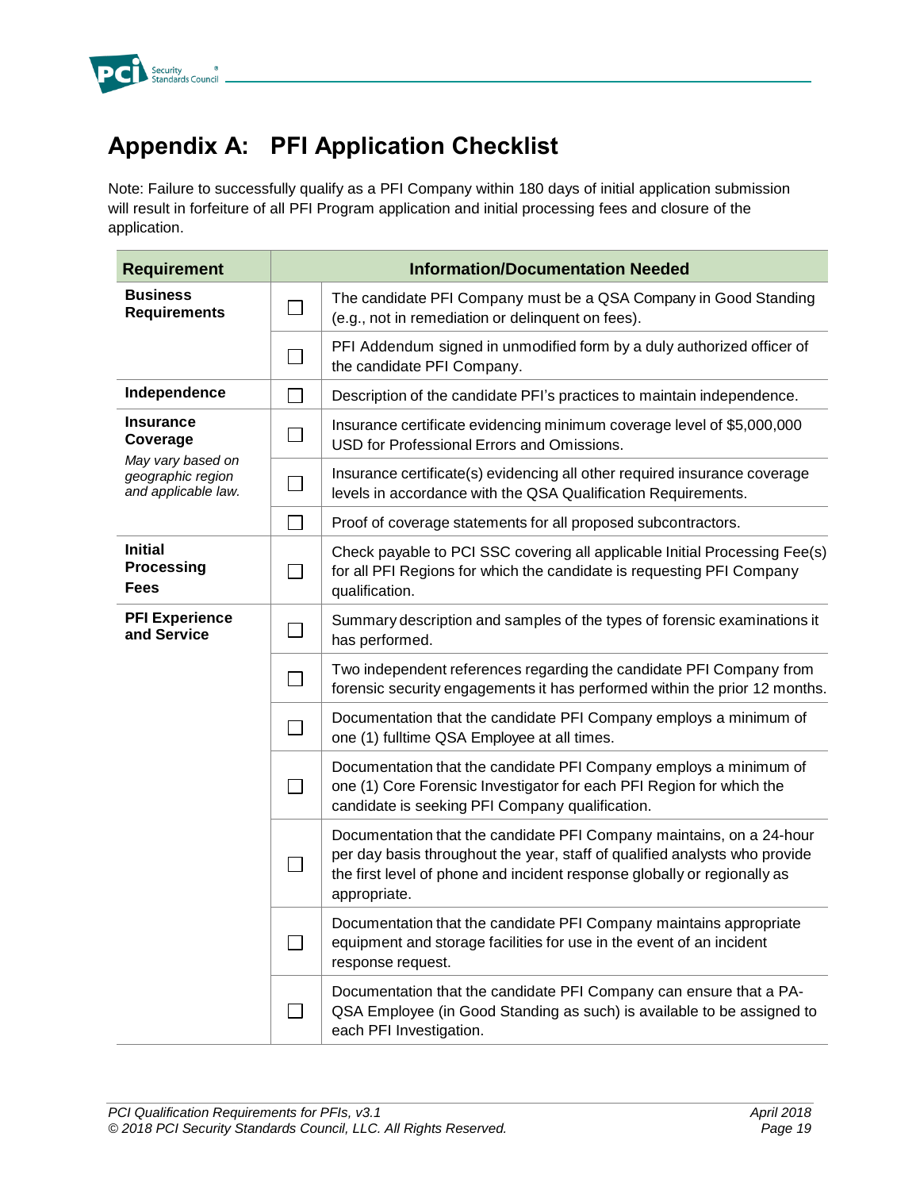# Appendix A: PFI Application Checklist

Note: Failure to successfully qualify as a PFI Company within 180 days of initial application submission will result in forfeiture of all PFI Program application and initial processing fees and closure of the application.

| Requirement | Information/Documentation Needed | |
|---|---|---|
| **Business Requirements** | ☐ | The candidate PFI Company must be a QSA Company in Good Standing (e.g., not in remediation or delinquent on fees). |
| | ☐ | PFI Addendum signed in unmodified form by a duly authorized officer of the candidate PFI Company. |
| **Independence** | ☐ | Description of the candidate PFI's practices to maintain independence. |
| **Insurance Coverage** *May vary based on geographic region and applicable law.* | ☐ | Insurance certificate evidencing minimum coverage level of $5,000,000 USD for Professional Errors and Omissions. |
| | ☐ | Insurance certificate(s) evidencing all other required insurance coverage levels in accordance with the QSA Qualification Requirements. |
| | ☐ | Proof of coverage statements for all proposed subcontractors. |
| **Initial Processing Fees** | ☐ | Check payable to PCI SSC covering all applicable Initial Processing Fee(s) for all PFI Regions for which the candidate is requesting PFI Company qualification. |
| **PFI Experience and Service** | ☐ | Summary description and samples of the types of forensic examinations it has performed. |
| | ☐ | Two independent references regarding the candidate PFI Company from forensic security engagements it has performed within the prior 12 months. |
| | ☐ | Documentation that the candidate PFI Company employs a minimum of one (1) fulltime QSA Employee at all times. |
| | ☐ | Documentation that the candidate PFI Company employs a minimum of one (1) Core Forensic Investigator for each PFI Region for which the candidate is seeking PFI Company qualification. |
| | ☐ | Documentation that the candidate PFI Company maintains, on a 24-hour per day basis throughout the year, staff of qualified analysts who provide the first level of phone and incident response globally or regionally as appropriate. |
| | ☐ | Documentation that the candidate PFI Company maintains appropriate equipment and storage facilities for use in the event of an incident response request. |
| | ☐ | Documentation that the candidate PFI Company can ensure that a PA-QSA Employee (in Good Standing as such) is available to be assigned to each PFI Investigation. |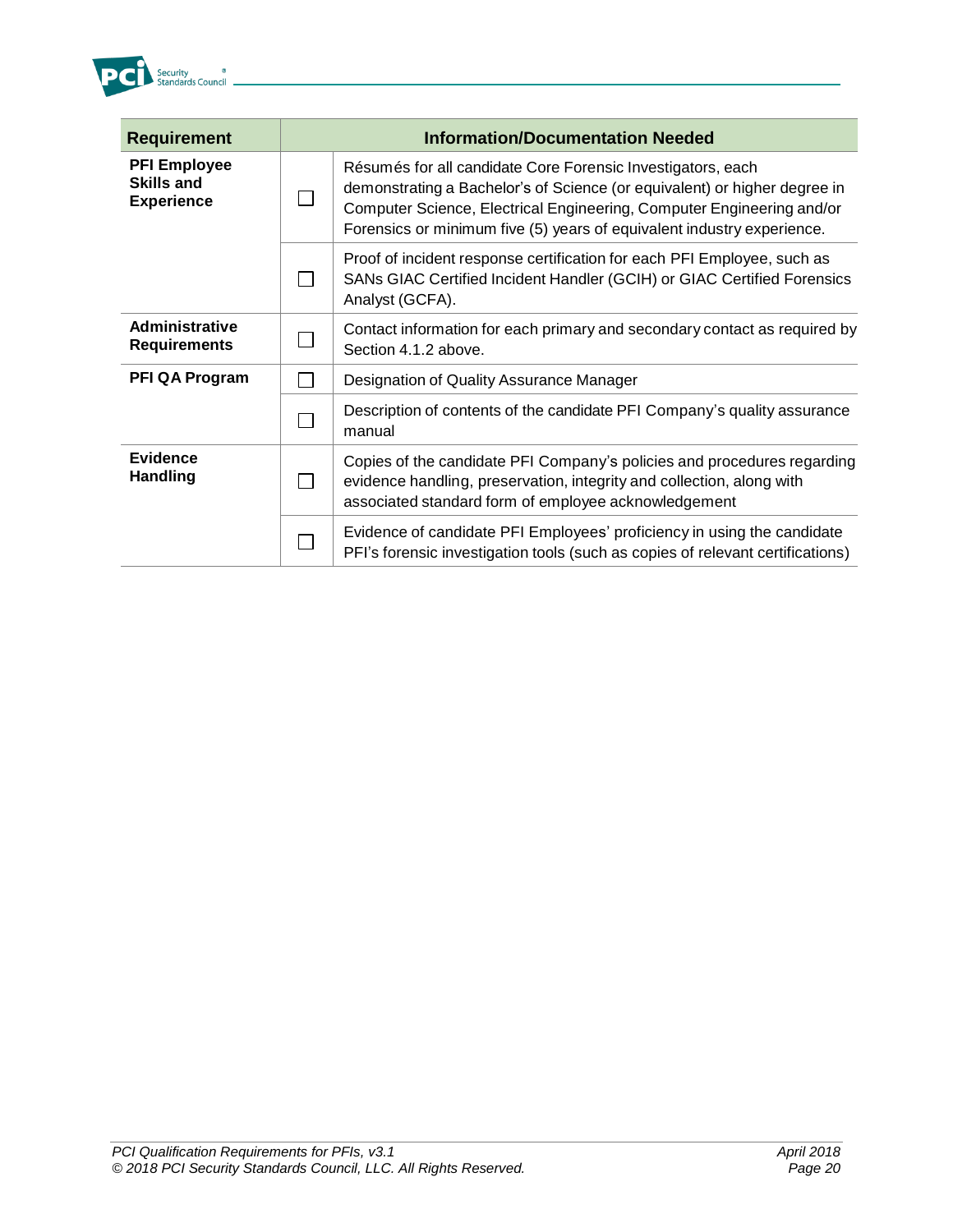| Requirement | | Information/Documentation Needed |
|---|---|---|
| **PFI Employee Skills and Experience** | ☐ | Résumés for all candidate Core Forensic Investigators, each demonstrating a Bachelor's of Science (or equivalent) or higher degree in Computer Science, Electrical Engineering, Computer Engineering and/or Forensics or minimum five (5) years of equivalent industry experience. |
| | ☐ | Proof of incident response certification for each PFI Employee, such as SANs GIAC Certified Incident Handler (GCIH) or GIAC Certified Forensics Analyst (GCFA). |
| **Administrative Requirements** | ☐ | Contact information for each primary and secondary contact as required by Section 4.1.2 above. |
| **PFI QA Program** | ☐ | Designation of Quality Assurance Manager |
| | ☐ | Description of contents of the candidate PFI Company's quality assurance manual |
| **Evidence Handling** | ☐ | Copies of the candidate PFI Company's policies and procedures regarding evidence handling, preservation, integrity and collection, along with associated standard form of employee acknowledgement |
| | ☐ | Evidence of candidate PFI Employees' proficiency in using the candidate PFI's forensic investigation tools (such as copies of relevant certifications) |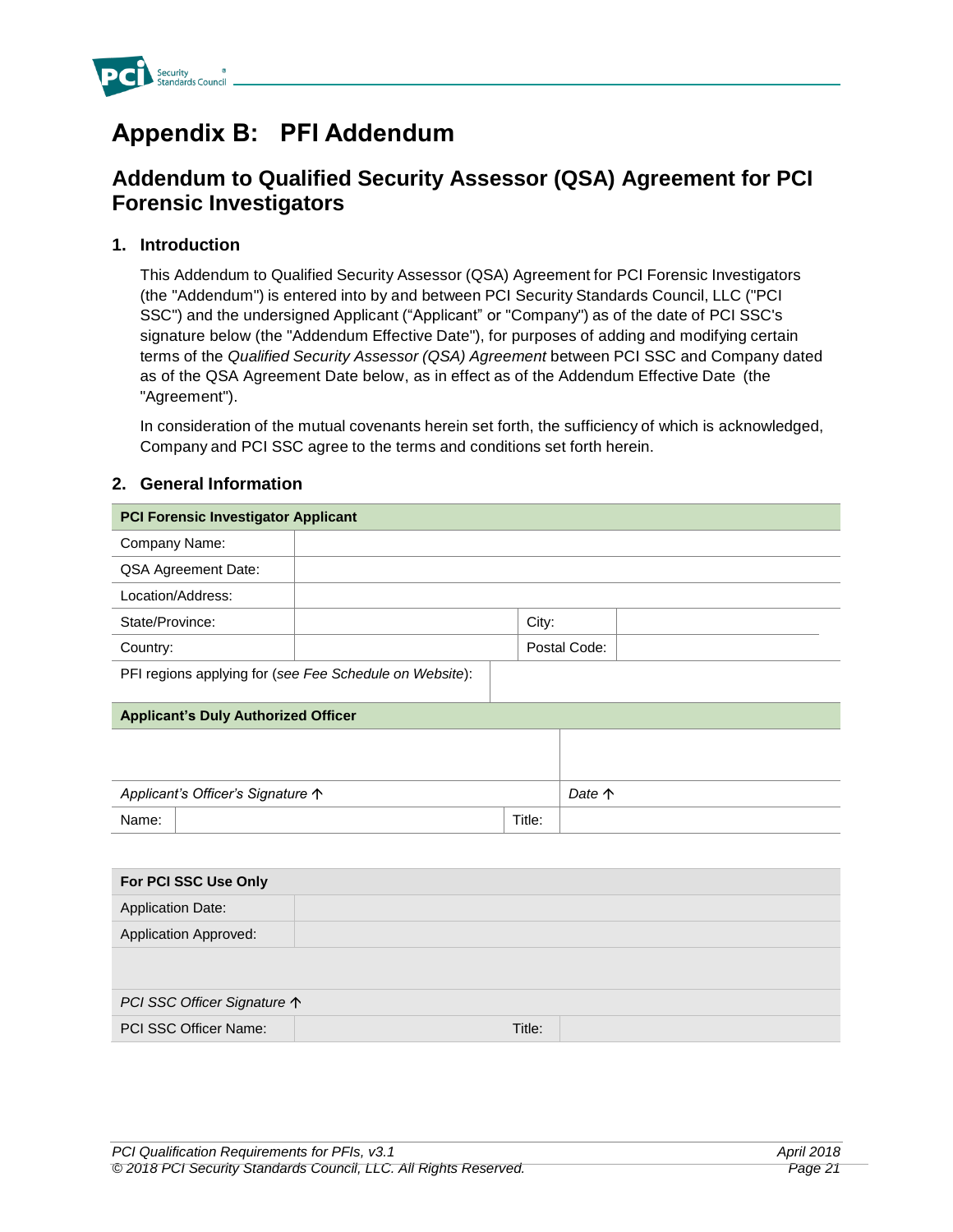# Appendix B: PFI Addendum

## Addendum to Qualified Security Assessor (QSA) Agreement for PCI Forensic Investigators

### 1. Introduction

This Addendum to Qualified Security Assessor (QSA) Agreement for PCI Forensic Investigators (the "Addendum") is entered into by and between PCI Security Standards Council, LLC ("PCI SSC") and the undersigned Applicant ("Applicant" or "Company") as of the date of PCI SSC's signature below (the "Addendum Effective Date"), for purposes of adding and modifying certain terms of the *Qualified Security Assessor (QSA) Agreement* between PCI SSC and Company dated as of the QSA Agreement Date below, as in effect as of the Addendum Effective Date (the "Agreement").

In consideration of the mutual covenants herein set forth, the sufficiency of which is acknowledged, Company and PCI SSC agree to the terms and conditions set forth herein.

### 2. General Information

| **PCI Forensic Investigator Applicant** | | | |
|---|---|---|---|
| Company Name: | | | |
| QSA Agreement Date: | | | |
| Location/Address: | | | |
| State/Province: | | City: | |
| Country: | | Postal Code: | |
| PFI regions applying for (*see Fee Schedule on Website*): | | | |

| **Applicant's Duly Authorized Officer** | | | |
|---|---|---|---|
| | | | |
| *Applicant's Officer's Signature ↑* | | *Date ↑* | |
| Name: | | Title: | |

| **For PCI SSC Use Only** | | | |
|---|---|---|---|
| Application Date: | | | |
| Application Approved: | | | |
| | | | |
| *PCI SSC Officer Signature ↑* | | | |
| PCI SSC Officer Name: | | Title: | |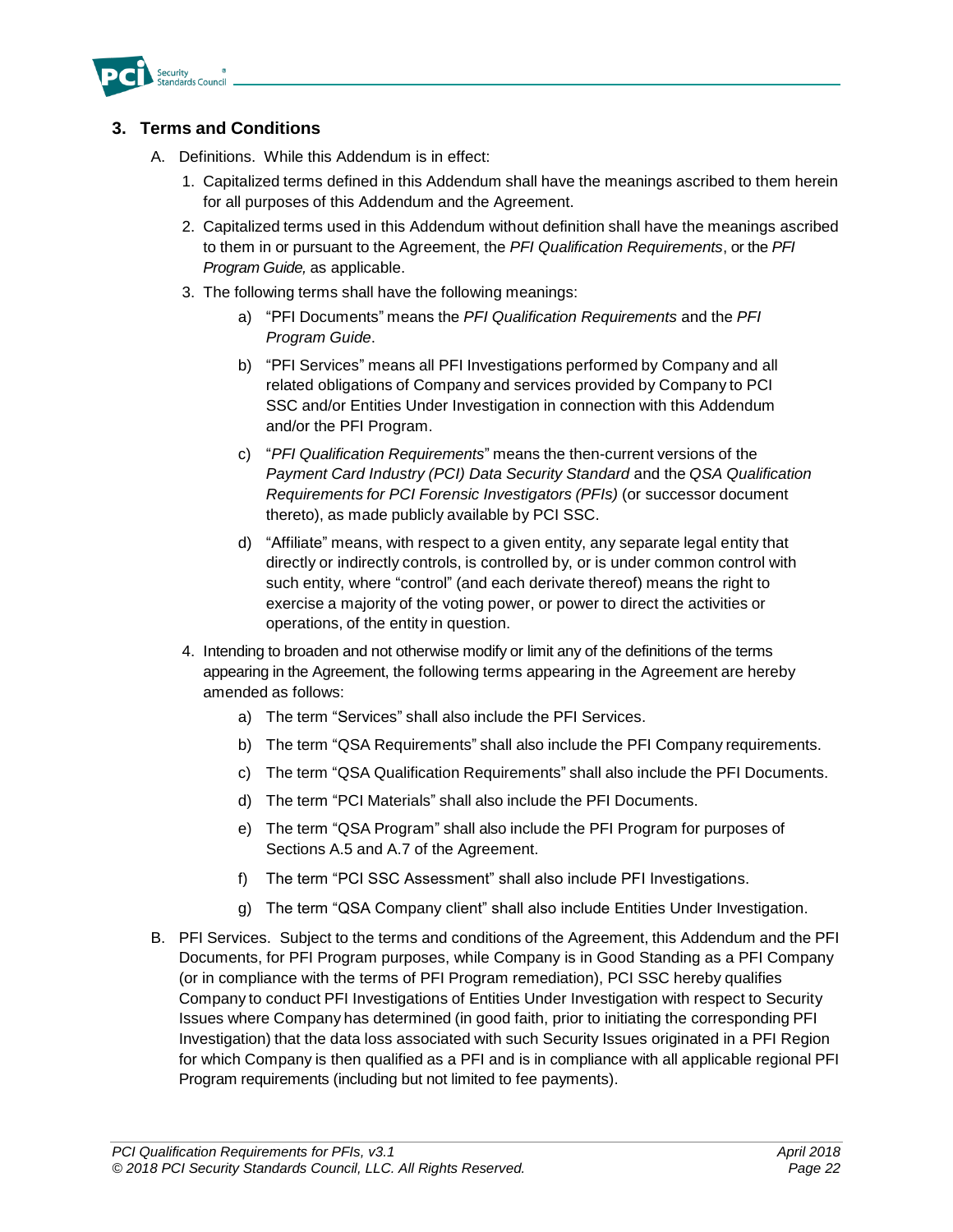## 3. Terms and Conditions

A. Definitions. While this Addendum is in effect:

1. Capitalized terms defined in this Addendum shall have the meanings ascribed to them herein for all purposes of this Addendum and the Agreement.
2. Capitalized terms used in this Addendum without definition shall have the meanings ascribed to them in or pursuant to the Agreement, the *PFI Qualification Requirements*, or the *PFI Program Guide,* as applicable.
3. The following terms shall have the following meanings:
    a) "PFI Documents" means the *PFI Qualification Requirements* and the *PFI Program Guide*.
    b) "PFI Services" means all PFI Investigations performed by Company and all related obligations of Company and services provided by Company to PCI SSC and/or Entities Under Investigation in connection with this Addendum and/or the PFI Program.
    c) "*PFI Qualification Requirements*" means the then-current versions of the *Payment Card Industry (PCI) Data Security Standard* and the *QSA Qualification Requirements for PCI Forensic Investigators (PFIs)* (or successor document thereto), as made publicly available by PCI SSC.
    d) "Affiliate" means, with respect to a given entity, any separate legal entity that directly or indirectly controls, is controlled by, or is under common control with such entity, where "control" (and each derivate thereof) means the right to exercise a majority of the voting power, or power to direct the activities or operations, of the entity in question.
4. Intending to broaden and not otherwise modify or limit any of the definitions of the terms appearing in the Agreement, the following terms appearing in the Agreement are hereby amended as follows:
    a) The term "Services" shall also include the PFI Services.
    b) The term "QSA Requirements" shall also include the PFI Company requirements.
    c) The term "QSA Qualification Requirements" shall also include the PFI Documents.
    d) The term "PCI Materials" shall also include the PFI Documents.
    e) The term "QSA Program" shall also include the PFI Program for purposes of Sections A.5 and A.7 of the Agreement.
    f) The term "PCI SSC Assessment" shall also include PFI Investigations.
    g) The term "QSA Company client" shall also include Entities Under Investigation.

B. PFI Services. Subject to the terms and conditions of the Agreement, this Addendum and the PFI Documents, for PFI Program purposes, while Company is in Good Standing as a PFI Company (or in compliance with the terms of PFI Program remediation), PCI SSC hereby qualifies Company to conduct PFI Investigations of Entities Under Investigation with respect to Security Issues where Company has determined (in good faith, prior to initiating the corresponding PFI Investigation) that the data loss associated with such Security Issues originated in a PFI Region for which Company is then qualified as a PFI and is in compliance with all applicable regional PFI Program requirements (including but not limited to fee payments).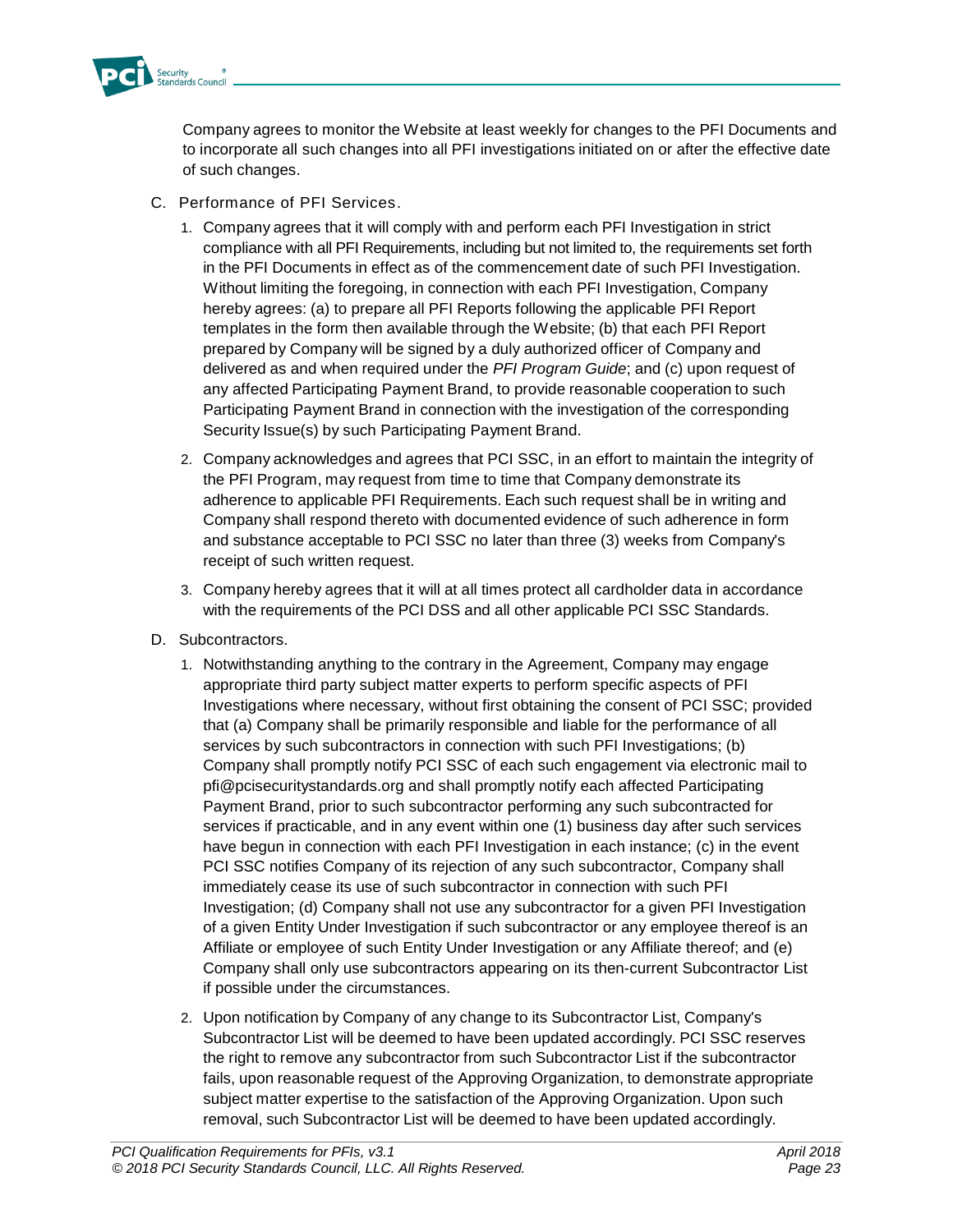Company agrees to monitor the Website at least weekly for changes to the PFI Documents and to incorporate all such changes into all PFI investigations initiated on or after the effective date of such changes.

C. Performance of PFI Services.

1. Company agrees that it will comply with and perform each PFI Investigation in strict compliance with all PFI Requirements, including but not limited to, the requirements set forth in the PFI Documents in effect as of the commencement date of such PFI Investigation. Without limiting the foregoing, in connection with each PFI Investigation, Company hereby agrees: (a) to prepare all PFI Reports following the applicable PFI Report templates in the form then available through the Website; (b) that each PFI Report prepared by Company will be signed by a duly authorized officer of Company and delivered as and when required under the *PFI Program Guide*; and (c) upon request of any affected Participating Payment Brand, to provide reasonable cooperation to such Participating Payment Brand in connection with the investigation of the corresponding Security Issue(s) by such Participating Payment Brand.

2. Company acknowledges and agrees that PCI SSC, in an effort to maintain the integrity of the PFI Program, may request from time to time that Company demonstrate its adherence to applicable PFI Requirements. Each such request shall be in writing and Company shall respond thereto with documented evidence of such adherence in form and substance acceptable to PCI SSC no later than three (3) weeks from Company's receipt of such written request.

3. Company hereby agrees that it will at all times protect all cardholder data in accordance with the requirements of the PCI DSS and all other applicable PCI SSC Standards.

D. Subcontractors.

1. Notwithstanding anything to the contrary in the Agreement, Company may engage appropriate third party subject matter experts to perform specific aspects of PFI Investigations where necessary, without first obtaining the consent of PCI SSC; provided that (a) Company shall be primarily responsible and liable for the performance of all services by such subcontractors in connection with such PFI Investigations; (b) Company shall promptly notify PCI SSC of each such engagement via electronic mail to pfi@pcisecuritystandards.org and shall promptly notify each affected Participating Payment Brand, prior to such subcontractor performing any such subcontracted for services if practicable, and in any event within one (1) business day after such services have begun in connection with each PFI Investigation in each instance; (c) in the event PCI SSC notifies Company of its rejection of any such subcontractor, Company shall immediately cease its use of such subcontractor in connection with such PFI Investigation; (d) Company shall not use any subcontractor for a given PFI Investigation of a given Entity Under Investigation if such subcontractor or any employee thereof is an Affiliate or employee of such Entity Under Investigation or any Affiliate thereof; and (e) Company shall only use subcontractors appearing on its then-current Subcontractor List if possible under the circumstances.

2. Upon notification by Company of any change to its Subcontractor List, Company's Subcontractor List will be deemed to have been updated accordingly. PCI SSC reserves the right to remove any subcontractor from such Subcontractor List if the subcontractor fails, upon reasonable request of the Approving Organization, to demonstrate appropriate subject matter expertise to the satisfaction of the Approving Organization. Upon such removal, such Subcontractor List will be deemed to have been updated accordingly.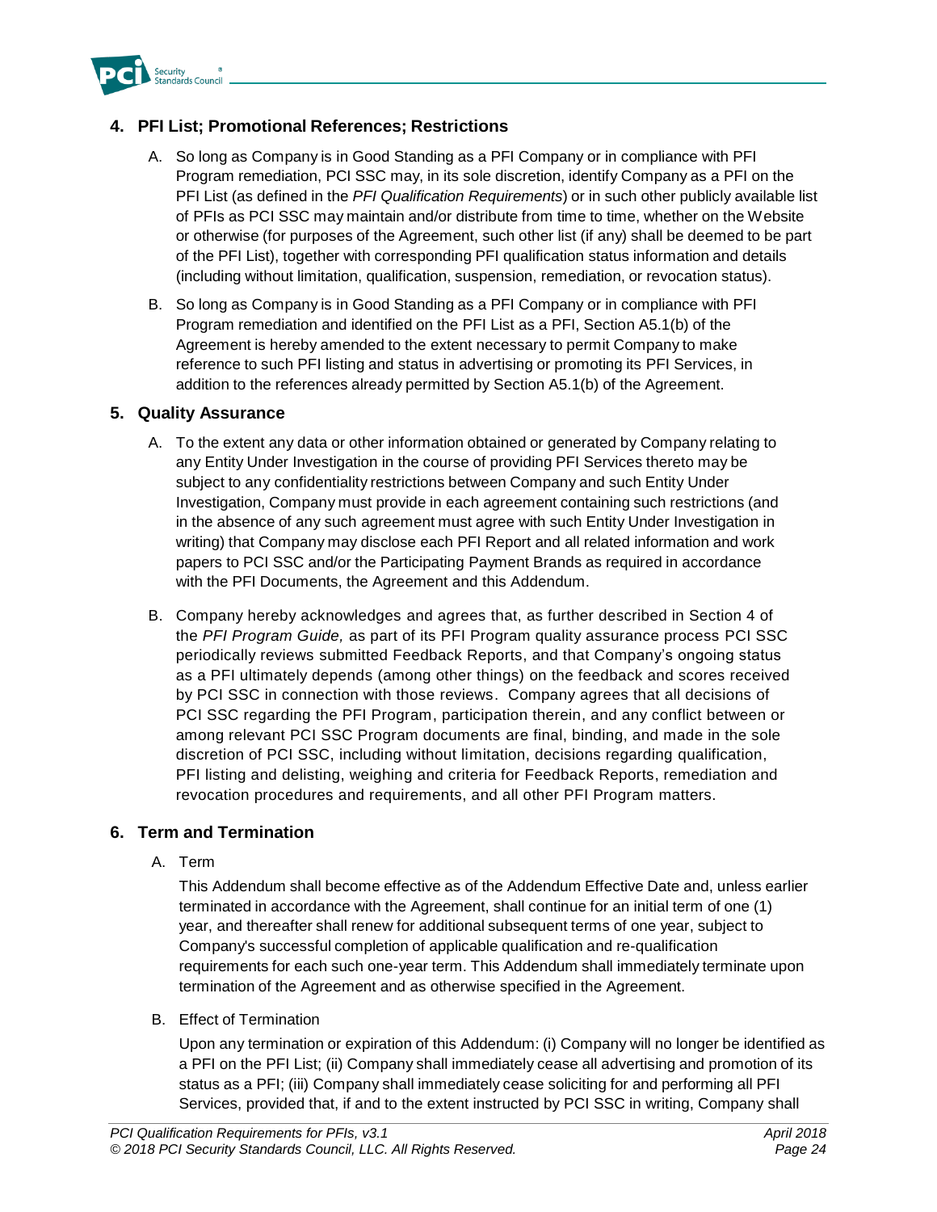## 4. PFI List; Promotional References; Restrictions

A. So long as Company is in Good Standing as a PFI Company or in compliance with PFI Program remediation, PCI SSC may, in its sole discretion, identify Company as a PFI on the PFI List (as defined in the *PFI Qualification Requirements*) or in such other publicly available list of PFIs as PCI SSC may maintain and/or distribute from time to time, whether on the Website or otherwise (for purposes of the Agreement, such other list (if any) shall be deemed to be part of the PFI List), together with corresponding PFI qualification status information and details (including without limitation, qualification, suspension, remediation, or revocation status).

B. So long as Company is in Good Standing as a PFI Company or in compliance with PFI Program remediation and identified on the PFI List as a PFI, Section A5.1(b) of the Agreement is hereby amended to the extent necessary to permit Company to make reference to such PFI listing and status in advertising or promoting its PFI Services, in addition to the references already permitted by Section A5.1(b) of the Agreement.

## 5. Quality Assurance

A. To the extent any data or other information obtained or generated by Company relating to any Entity Under Investigation in the course of providing PFI Services thereto may be subject to any confidentiality restrictions between Company and such Entity Under Investigation, Company must provide in each agreement containing such restrictions (and in the absence of any such agreement must agree with such Entity Under Investigation in writing) that Company may disclose each PFI Report and all related information and work papers to PCI SSC and/or the Participating Payment Brands as required in accordance with the PFI Documents, the Agreement and this Addendum.

B. Company hereby acknowledges and agrees that, as further described in Section 4 of the *PFI Program Guide,* as part of its PFI Program quality assurance process PCI SSC periodically reviews submitted Feedback Reports, and that Company's ongoing status as a PFI ultimately depends (among other things) on the feedback and scores received by PCI SSC in connection with those reviews. Company agrees that all decisions of PCI SSC regarding the PFI Program, participation therein, and any conflict between or among relevant PCI SSC Program documents are final, binding, and made in the sole discretion of PCI SSC, including without limitation, decisions regarding qualification, PFI listing and delisting, weighing and criteria for Feedback Reports, remediation and revocation procedures and requirements, and all other PFI Program matters.

## 6. Term and Termination

A. Term

This Addendum shall become effective as of the Addendum Effective Date and, unless earlier terminated in accordance with the Agreement, shall continue for an initial term of one (1) year, and thereafter shall renew for additional subsequent terms of one year, subject to Company's successful completion of applicable qualification and re-qualification requirements for each such one-year term. This Addendum shall immediately terminate upon termination of the Agreement and as otherwise specified in the Agreement.

B. Effect of Termination

Upon any termination or expiration of this Addendum: (i) Company will no longer be identified as a PFI on the PFI List; (ii) Company shall immediately cease all advertising and promotion of its status as a PFI; (iii) Company shall immediately cease soliciting for and performing all PFI Services, provided that, if and to the extent instructed by PCI SSC in writing, Company shall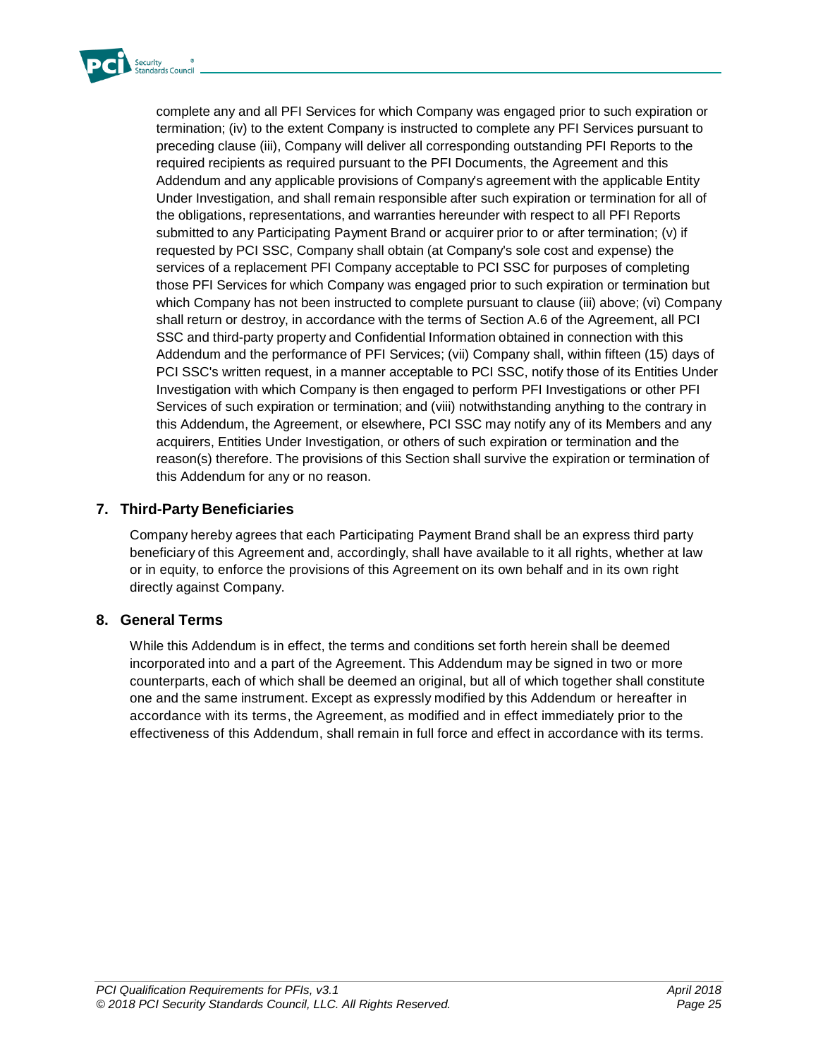complete any and all PFI Services for which Company was engaged prior to such expiration or termination; (iv) to the extent Company is instructed to complete any PFI Services pursuant to preceding clause (iii), Company will deliver all corresponding outstanding PFI Reports to the required recipients as required pursuant to the PFI Documents, the Agreement and this Addendum and any applicable provisions of Company's agreement with the applicable Entity Under Investigation, and shall remain responsible after such expiration or termination for all of the obligations, representations, and warranties hereunder with respect to all PFI Reports submitted to any Participating Payment Brand or acquirer prior to or after termination; (v) if requested by PCI SSC, Company shall obtain (at Company's sole cost and expense) the services of a replacement PFI Company acceptable to PCI SSC for purposes of completing those PFI Services for which Company was engaged prior to such expiration or termination but which Company has not been instructed to complete pursuant to clause (iii) above; (vi) Company shall return or destroy, in accordance with the terms of Section A.6 of the Agreement, all PCI SSC and third-party property and Confidential Information obtained in connection with this Addendum and the performance of PFI Services; (vii) Company shall, within fifteen (15) days of PCI SSC's written request, in a manner acceptable to PCI SSC, notify those of its Entities Under Investigation with which Company is then engaged to perform PFI Investigations or other PFI Services of such expiration or termination; and (viii) notwithstanding anything to the contrary in this Addendum, the Agreement, or elsewhere, PCI SSC may notify any of its Members and any acquirers, Entities Under Investigation, or others of such expiration or termination and the reason(s) therefore. The provisions of this Section shall survive the expiration or termination of this Addendum for any or no reason.

## 7. Third-Party Beneficiaries

Company hereby agrees that each Participating Payment Brand shall be an express third party beneficiary of this Agreement and, accordingly, shall have available to it all rights, whether at law or in equity, to enforce the provisions of this Agreement on its own behalf and in its own right directly against Company.

## 8. General Terms

While this Addendum is in effect, the terms and conditions set forth herein shall be deemed incorporated into and a part of the Agreement. This Addendum may be signed in two or more counterparts, each of which shall be deemed an original, but all of which together shall constitute one and the same instrument. Except as expressly modified by this Addendum or hereafter in accordance with its terms, the Agreement, as modified and in effect immediately prior to the effectiveness of this Addendum, shall remain in full force and effect in accordance with its terms.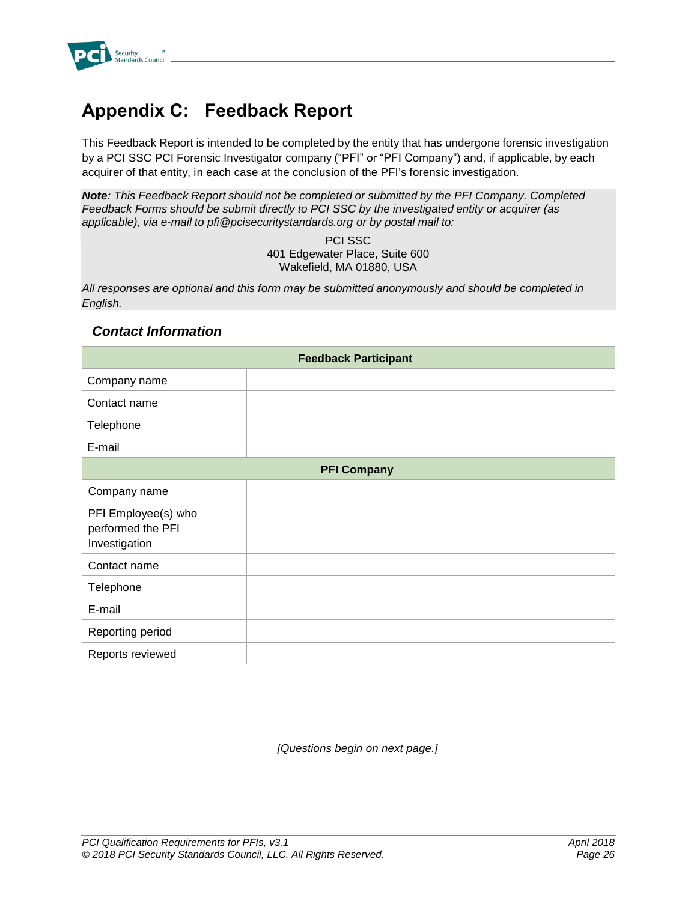# Appendix C: Feedback Report

This Feedback Report is intended to be completed by the entity that has undergone forensic investigation by a PCI SSC PCI Forensic Investigator company ("PFI" or "PFI Company") and, if applicable, by each acquirer of that entity, in each case at the conclusion of the PFI's forensic investigation.

***Note:*** *This Feedback Report should not be completed or submitted by the PFI Company. Completed Feedback Forms should be submit directly to PCI SSC by the investigated entity or acquirer (as applicable), via e-mail to pfi@pcisecuritystandards.org or by postal mail to:*

PCI SSC
401 Edgewater Place, Suite 600
Wakefield, MA 01880, USA

*All responses are optional and this form may be submitted anonymously and should be completed in English.*

### *Contact Information*

| Feedback Participant | |
|---|---|
| Company name | |
| Contact name | |
| Telephone | |
| E-mail | |
| **PFI Company** | |
| Company name | |
| PFI Employee(s) who performed the PFI Investigation | |
| Contact name | |
| Telephone | |
| E-mail | |
| Reporting period | |
| Reports reviewed | |

*[Questions begin on next page.]*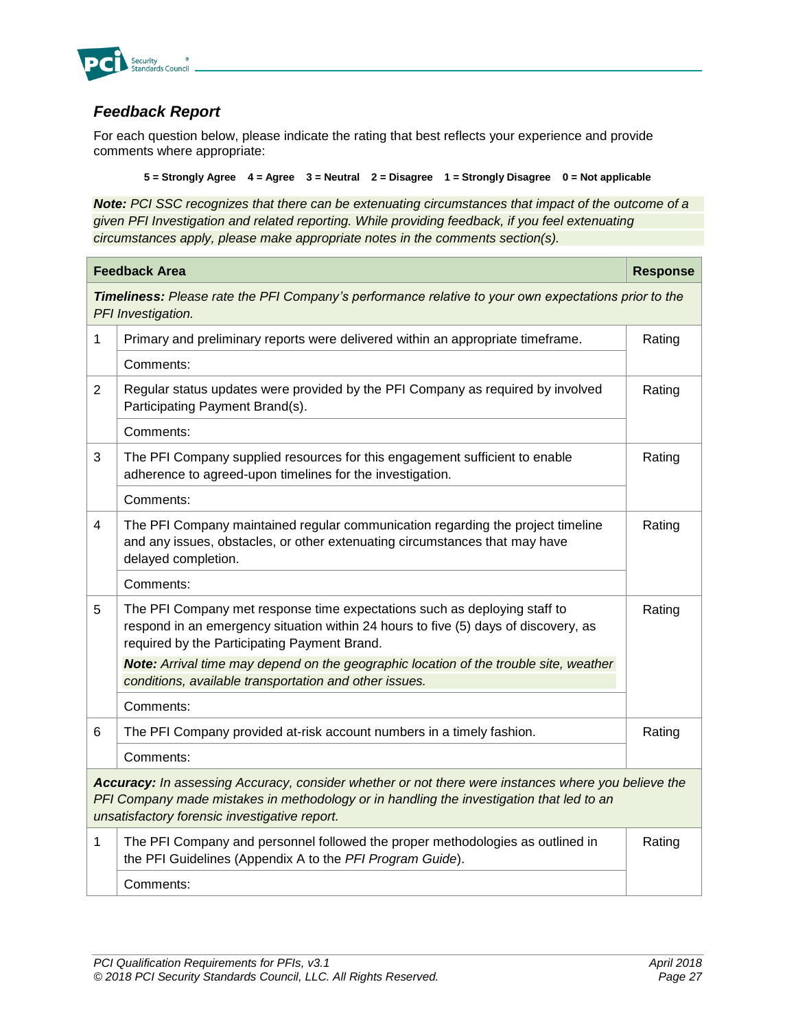## *Feedback Report*

For each question below, please indicate the rating that best reflects your experience and provide comments where appropriate:

**5 = Strongly Agree 4 = Agree 3 = Neutral 2 = Disagree 1 = Strongly Disagree 0 = Not applicable**

***Note:*** *PCI SSC recognizes that there can be extenuating circumstances that impact of the outcome of a given PFI Investigation and related reporting. While providing feedback, if you feel extenuating circumstances apply, please make appropriate notes in the comments section(s).*

| | Feedback Area | Response |
|---|---|---|
| ***Timeliness:*** *Please rate the PFI Company's performance relative to your own expectations prior to the PFI Investigation.* | | |
| 1 | Primary and preliminary reports were delivered within an appropriate timeframe. | Rating |
| | Comments: | |
| 2 | Regular status updates were provided by the PFI Company as required by involved Participating Payment Brand(s). | Rating |
| | Comments: | |
| 3 | The PFI Company supplied resources for this engagement sufficient to enable adherence to agreed-upon timelines for the investigation. | Rating |
| | Comments: | |
| 4 | The PFI Company maintained regular communication regarding the project timeline and any issues, obstacles, or other extenuating circumstances that may have delayed completion. | Rating |
| | Comments: | |
| 5 | The PFI Company met response time expectations such as deploying staff to respond in an emergency situation within 24 hours to five (5) days of discovery, as required by the Participating Payment Brand.<br><br>***Note:*** *Arrival time may depend on the geographic location of the trouble site, weather conditions, available transportation and other issues.* | Rating |
| | Comments: | |
| 6 | The PFI Company provided at-risk account numbers in a timely fashion. | Rating |
| | Comments: | |
| ***Accuracy:*** *In assessing Accuracy, consider whether or not there were instances where you believe the PFI Company made mistakes in methodology or in handling the investigation that led to an unsatisfactory forensic investigative report.* | | |
| 1 | The PFI Company and personnel followed the proper methodologies as outlined in the PFI Guidelines (Appendix A to the *PFI Program Guide*). | Rating |
| | Comments: | |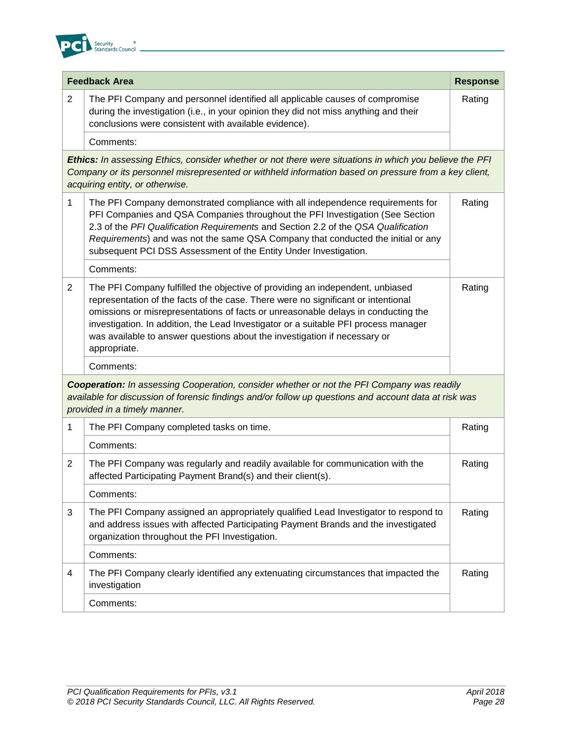| | Feedback Area | Response |
|---|---|---|
| 2 | The PFI Company and personnel identified all applicable causes of compromise during the investigation (i.e., in your opinion they did not miss anything and their conclusions were consistent with available evidence). | Rating |
| | Comments: | |
| ***Ethics:*** *In assessing Ethics, consider whether or not there were situations in which you believe the PFI Company or its personnel misrepresented or withheld information based on pressure from a key client, acquiring entity, or otherwise.* | | |
| 1 | The PFI Company demonstrated compliance with all independence requirements for PFI Companies and QSA Companies throughout the PFI Investigation (See Section 2.3 of the *PFI Qualification Requirements* and Section 2.2 of the *QSA Qualification Requirements*) and was not the same QSA Company that conducted the initial or any subsequent PCI DSS Assessment of the Entity Under Investigation. | Rating |
| | Comments: | |
| 2 | The PFI Company fulfilled the objective of providing an independent, unbiased representation of the facts of the case. There were no significant or intentional omissions or misrepresentations of facts or unreasonable delays in conducting the investigation. In addition, the Lead Investigator or a suitable PFI process manager was available to answer questions about the investigation if necessary or appropriate. | Rating |
| | Comments: | |
| ***Cooperation:*** *In assessing Cooperation, consider whether or not the PFI Company was readily available for discussion of forensic findings and/or follow up questions and account data at risk was provided in a timely manner.* | | |
| 1 | The PFI Company completed tasks on time. | Rating |
| | Comments: | |
| 2 | The PFI Company was regularly and readily available for communication with the affected Participating Payment Brand(s) and their client(s). | Rating |
| | Comments: | |
| 3 | The PFI Company assigned an appropriately qualified Lead Investigator to respond to and address issues with affected Participating Payment Brands and the investigated organization throughout the PFI Investigation. | Rating |
| | Comments: | |
| 4 | The PFI Company clearly identified any extenuating circumstances that impacted the investigation | Rating |
| | Comments: | |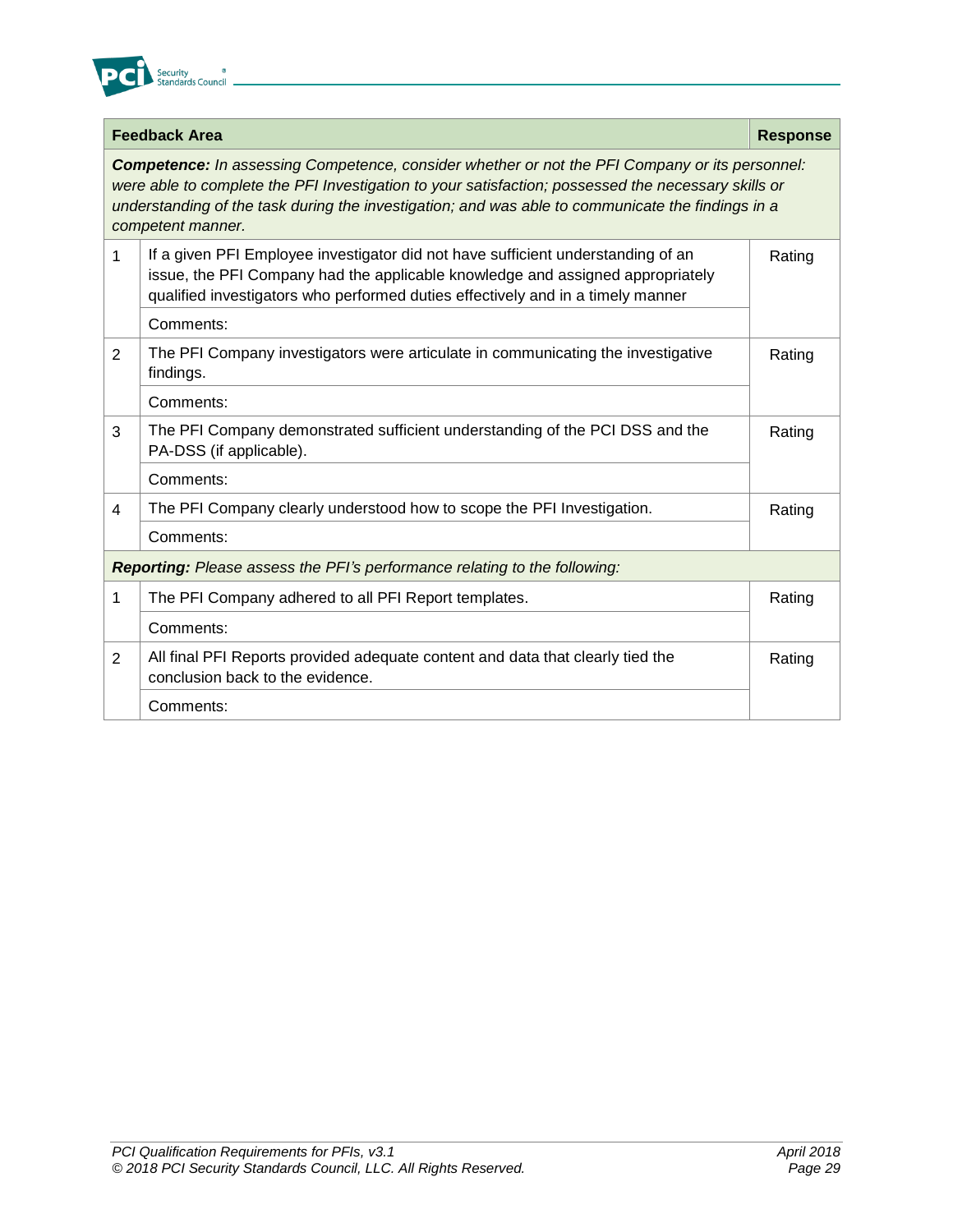| | Feedback Area | Response |
|---|---|---|
| ***Competence:*** *In assessing Competence, consider whether or not the PFI Company or its personnel: were able to complete the PFI Investigation to your satisfaction; possessed the necessary skills or understanding of the task during the investigation; and was able to communicate the findings in a competent manner.* | | |
| 1 | If a given PFI Employee investigator did not have sufficient understanding of an issue, the PFI Company had the applicable knowledge and assigned appropriately qualified investigators who performed duties effectively and in a timely manner | Rating |
| | Comments: | |
| 2 | The PFI Company investigators were articulate in communicating the investigative findings. | Rating |
| | Comments: | |
| 3 | The PFI Company demonstrated sufficient understanding of the PCI DSS and the PA-DSS (if applicable). | Rating |
| | Comments: | |
| 4 | The PFI Company clearly understood how to scope the PFI Investigation. | Rating |
| | Comments: | |
| ***Reporting:*** *Please assess the PFI's performance relating to the following:* | | |
| 1 | The PFI Company adhered to all PFI Report templates. | Rating |
| | Comments: | |
| 2 | All final PFI Reports provided adequate content and data that clearly tied the conclusion back to the evidence. | Rating |
| | Comments: | |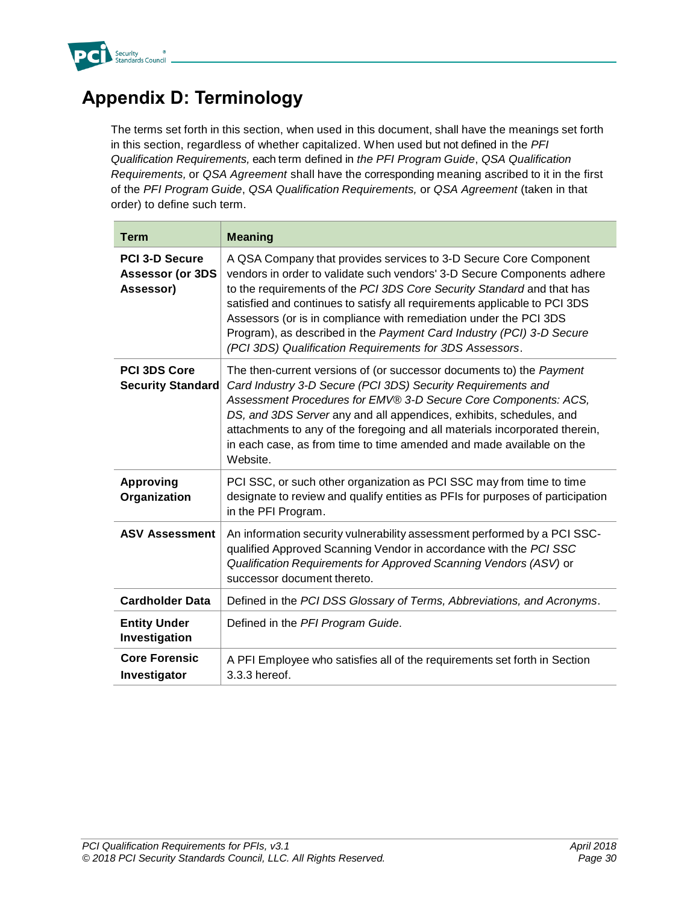# Appendix D: Terminology

The terms set forth in this section, when used in this document, shall have the meanings set forth in this section, regardless of whether capitalized. When used but not defined in the *PFI Qualification Requirements,* each term defined in *the PFI Program Guide*, *QSA Qualification Requirements,* or *QSA Agreement* shall have the corresponding meaning ascribed to it in the first of the *PFI Program Guide*, *QSA Qualification Requirements,* or *QSA Agreement* (taken in that order) to define such term.

| Term | Meaning |
|---|---|
| **PCI 3-D Secure Assessor (or 3DS Assessor)** | A QSA Company that provides services to 3-D Secure Core Component vendors in order to validate such vendors' 3-D Secure Components adhere to the requirements of the *PCI 3DS Core Security Standard* and that has satisfied and continues to satisfy all requirements applicable to PCI 3DS Assessors (or is in compliance with remediation under the PCI 3DS Program), as described in the *Payment Card Industry (PCI) 3-D Secure (PCI 3DS) Qualification Requirements for 3DS Assessors*. |
| **PCI 3DS Core Security Standard** | The then-current versions of (or successor documents to) the *Payment Card Industry 3-D Secure (PCI 3DS) Security Requirements and Assessment Procedures for EMV® 3-D Secure Core Components: ACS, DS, and 3DS Server* any and all appendices, exhibits, schedules, and attachments to any of the foregoing and all materials incorporated therein, in each case, as from time to time amended and made available on the Website. |
| **Approving Organization** | PCI SSC, or such other organization as PCI SSC may from time to time designate to review and qualify entities as PFIs for purposes of participation in the PFI Program. |
| **ASV Assessment** | An information security vulnerability assessment performed by a PCI SSC-qualified Approved Scanning Vendor in accordance with the *PCI SSC Qualification Requirements for Approved Scanning Vendors (ASV)* or successor document thereto. |
| **Cardholder Data** | Defined in the *PCI DSS Glossary of Terms, Abbreviations, and Acronyms*. |
| **Entity Under Investigation** | Defined in the *PFI Program Guide*. |
| **Core Forensic Investigator** | A PFI Employee who satisfies all of the requirements set forth in Section 3.3.3 hereof. |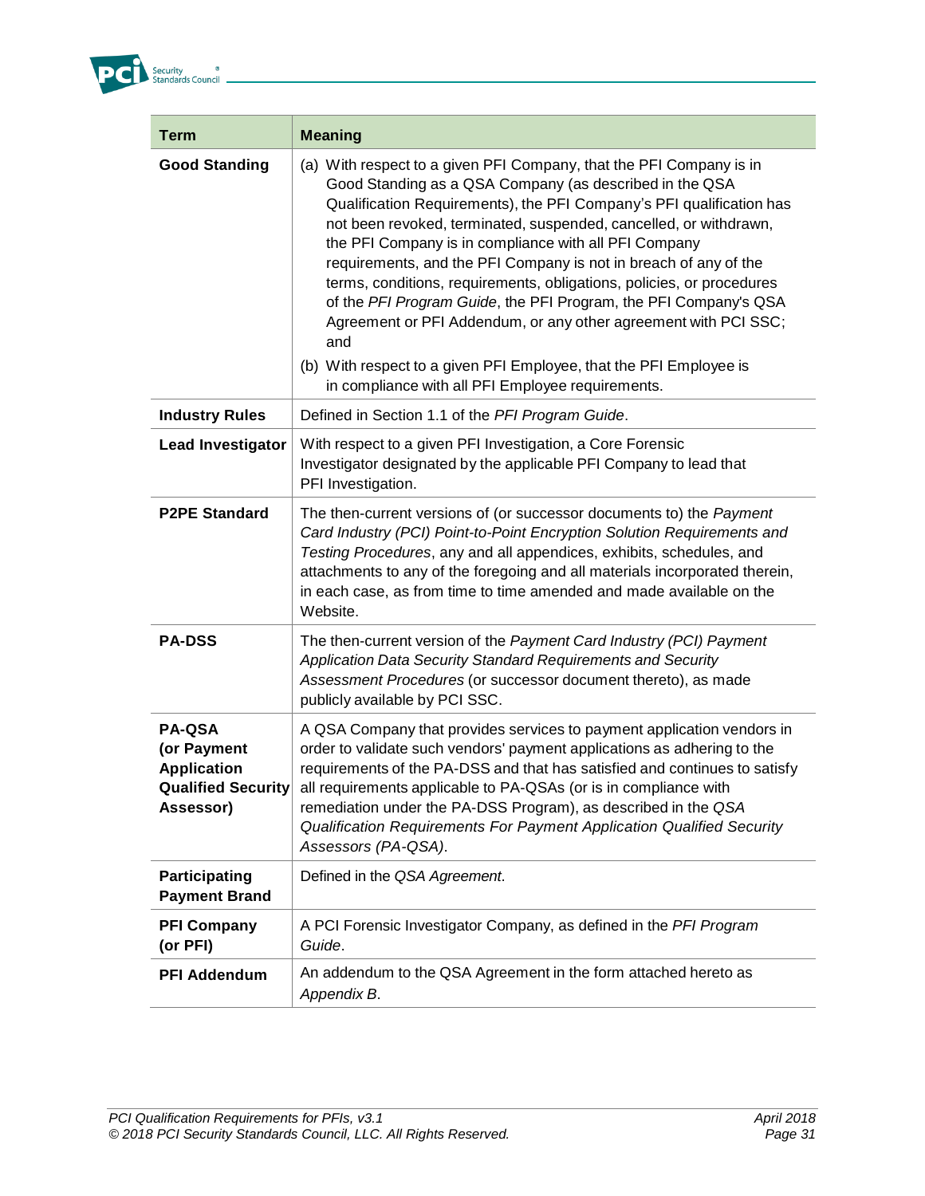| Term | Meaning |
|---|---|
| **Good Standing** | (a) With respect to a given PFI Company, that the PFI Company is in Good Standing as a QSA Company (as described in the QSA Qualification Requirements), the PFI Company's PFI qualification has not been revoked, terminated, suspended, cancelled, or withdrawn, the PFI Company is in compliance with all PFI Company requirements, and the PFI Company is not in breach of any of the terms, conditions, requirements, obligations, policies, or procedures of the *PFI Program Guide*, the PFI Program, the PFI Company's QSA Agreement or PFI Addendum, or any other agreement with PCI SSC; and<br>(b) With respect to a given PFI Employee, that the PFI Employee is in compliance with all PFI Employee requirements. |
| **Industry Rules** | Defined in Section 1.1 of the *PFI Program Guide*. |
| **Lead Investigator** | With respect to a given PFI Investigation, a Core Forensic Investigator designated by the applicable PFI Company to lead that PFI Investigation. |
| **P2PE Standard** | The then-current versions of (or successor documents to) the *Payment Card Industry (PCI) Point-to-Point Encryption Solution Requirements and Testing Procedures*, any and all appendices, exhibits, schedules, and attachments to any of the foregoing and all materials incorporated therein, in each case, as from time to time amended and made available on the Website. |
| **PA-DSS** | The then-current version of the *Payment Card Industry (PCI) Payment Application Data Security Standard Requirements and Security Assessment Procedures* (or successor document thereto), as made publicly available by PCI SSC. |
| **PA-QSA (or Payment Application Qualified Security Assessor)** | A QSA Company that provides services to payment application vendors in order to validate such vendors' payment applications as adhering to the requirements of the PA-DSS and that has satisfied and continues to satisfy all requirements applicable to PA-QSAs (or is in compliance with remediation under the PA-DSS Program), as described in the *QSA Qualification Requirements For Payment Application Qualified Security Assessors (PA-QSA)*. |
| **Participating Payment Brand** | Defined in the *QSA Agreement*. |
| **PFI Company (or PFI)** | A PCI Forensic Investigator Company, as defined in the *PFI Program Guide*. |
| **PFI Addendum** | An addendum to the QSA Agreement in the form attached hereto as *Appendix B*. |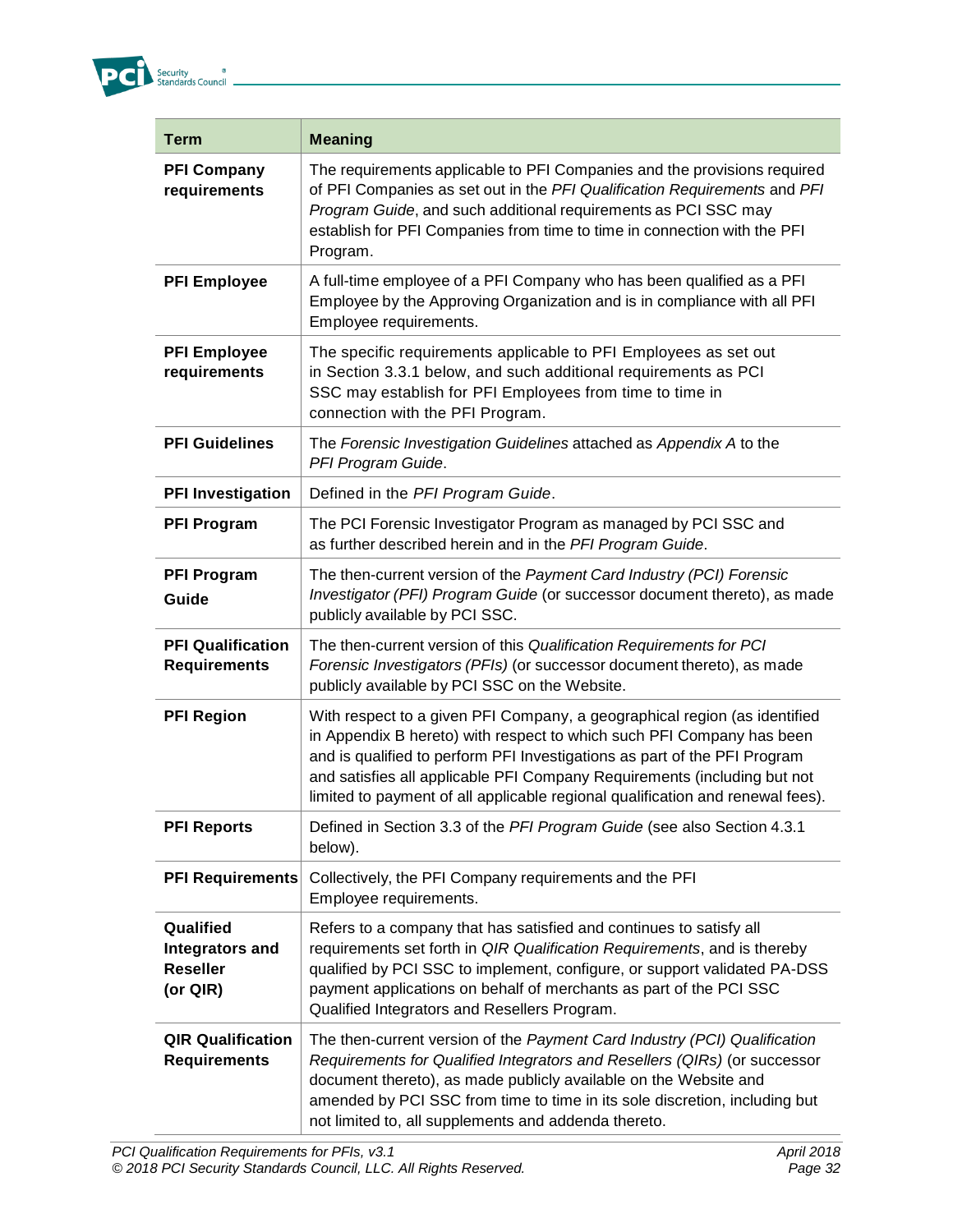| Term | Meaning |
|---|---|
| **PFI Company requirements** | The requirements applicable to PFI Companies and the provisions required of PFI Companies as set out in the *PFI Qualification Requirements* and *PFI Program Guide*, and such additional requirements as PCI SSC may establish for PFI Companies from time to time in connection with the PFI Program. |
| **PFI Employee** | A full-time employee of a PFI Company who has been qualified as a PFI Employee by the Approving Organization and is in compliance with all PFI Employee requirements. |
| **PFI Employee requirements** | The specific requirements applicable to PFI Employees as set out in Section 3.3.1 below, and such additional requirements as PCI SSC may establish for PFI Employees from time to time in connection with the PFI Program. |
| **PFI Guidelines** | The *Forensic Investigation Guidelines* attached as *Appendix A* to the *PFI Program Guide*. |
| **PFI Investigation** | Defined in the *PFI Program Guide*. |
| **PFI Program** | The PCI Forensic Investigator Program as managed by PCI SSC and as further described herein and in the *PFI Program Guide*. |
| **PFI Program Guide** | The then-current version of the *Payment Card Industry (PCI) Forensic Investigator (PFI) Program Guide* (or successor document thereto), as made publicly available by PCI SSC. |
| **PFI Qualification Requirements** | The then-current version of this *Qualification Requirements for PCI Forensic Investigators (PFIs)* (or successor document thereto), as made publicly available by PCI SSC on the Website. |
| **PFI Region** | With respect to a given PFI Company, a geographical region (as identified in Appendix B hereto) with respect to which such PFI Company has been and is qualified to perform PFI Investigations as part of the PFI Program and satisfies all applicable PFI Company Requirements (including but not limited to payment of all applicable regional qualification and renewal fees). |
| **PFI Reports** | Defined in Section 3.3 of the *PFI Program Guide* (see also Section 4.3.1 below). |
| **PFI Requirements** | Collectively, the PFI Company requirements and the PFI Employee requirements. |
| **Qualified Integrators and Reseller (or QIR)** | Refers to a company that has satisfied and continues to satisfy all requirements set forth in *QIR Qualification Requirements*, and is thereby qualified by PCI SSC to implement, configure, or support validated PA-DSS payment applications on behalf of merchants as part of the PCI SSC Qualified Integrators and Resellers Program. |
| **QIR Qualification Requirements** | The then-current version of the *Payment Card Industry (PCI) Qualification Requirements for Qualified Integrators and Resellers (QIRs)* (or successor document thereto), as made publicly available on the Website and amended by PCI SSC from time to time in its sole discretion, including but not limited to, all supplements and addenda thereto. |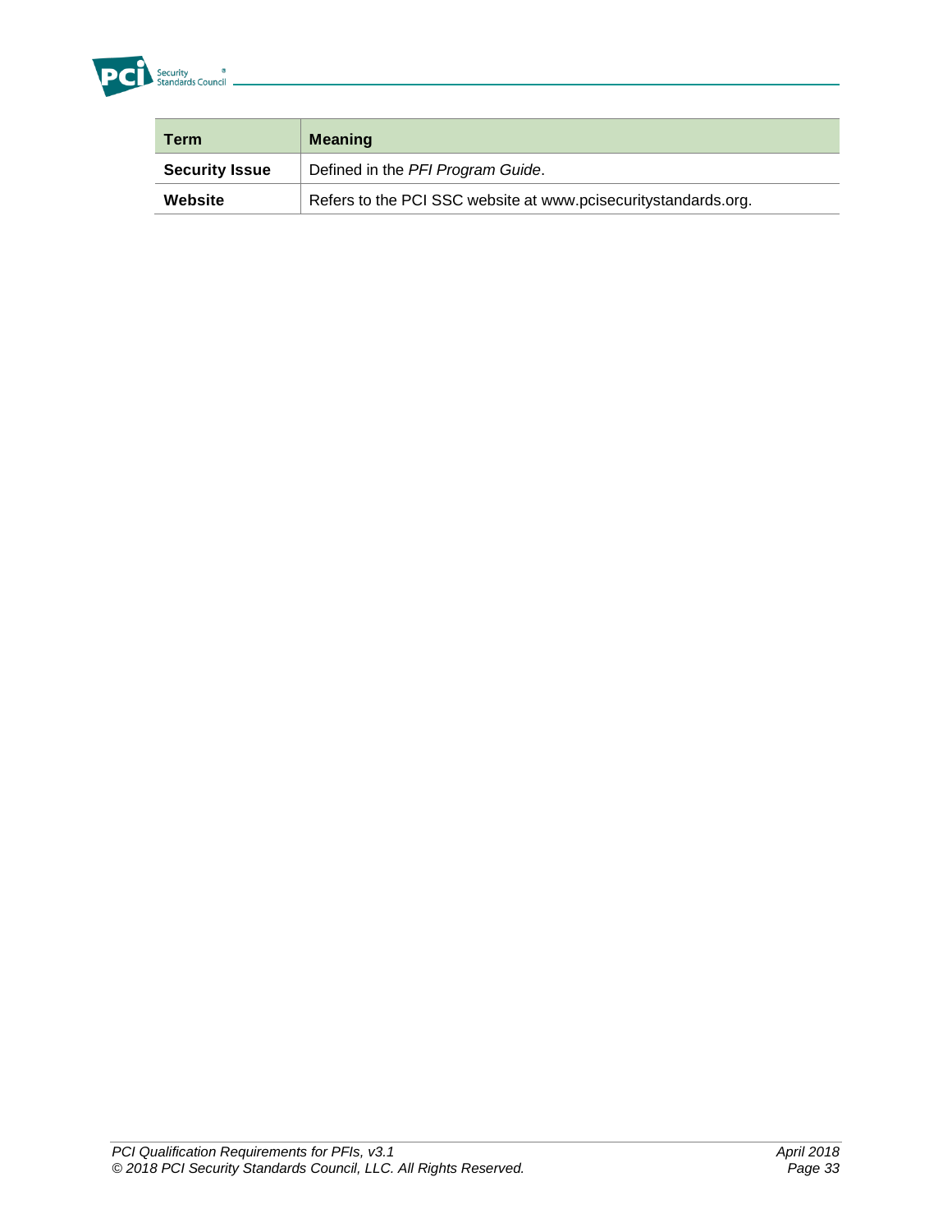| Term | Meaning |
| --- | --- |
| **Security Issue** | Defined in the *PFI Program Guide*. |
| **Website** | Refers to the PCI SSC website at www.pcisecuritystandards.org. |